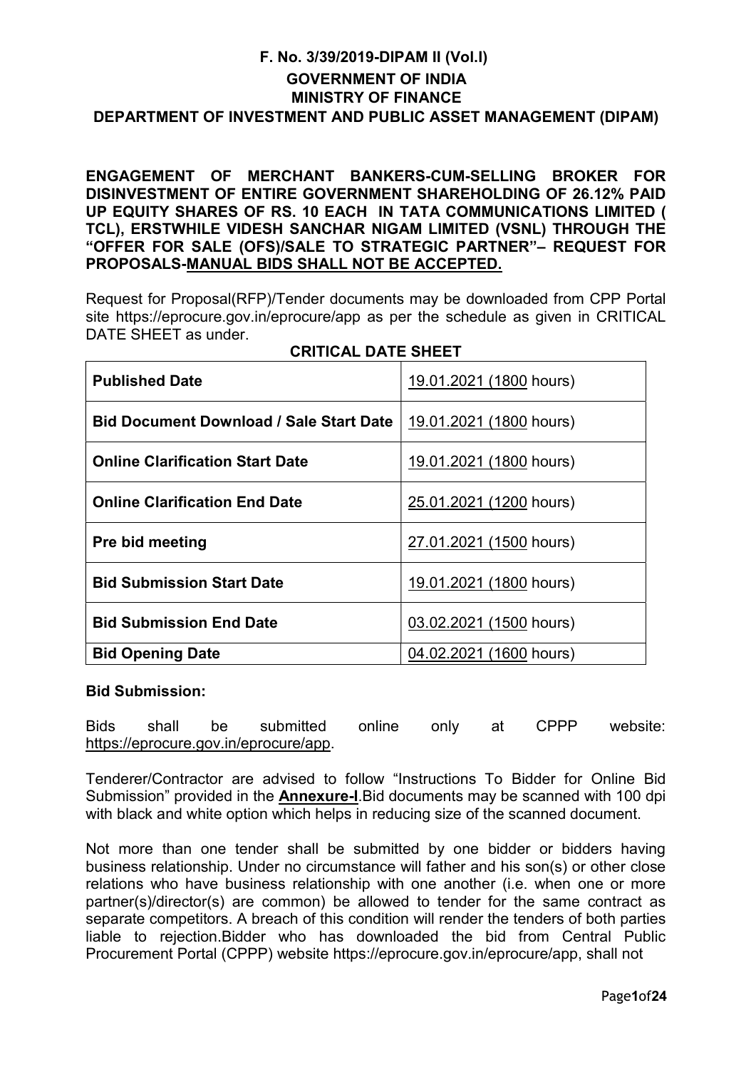**F. No. 3/39/2019-DIPAM II (Vol.I)**

**GOVERNMENT OF INDIA**

**MINISTRY OF FINANCE**

**DEPARTMENT OF INVESTMENT AND PUBLIC ASSET MANAGEMENT (DIPAM)**

**ENGAGEMENT OF MERCHANT BANKERS-CUM-SELLING BROKER FOR DISINVESTMENT OF ENTIRE GOVERNMENT SHAREHOLDING OF 26.12% PAID UP EQUITY SHARES OF RS. 10 EACH IN TATA COMMUNICATIONS LIMITED ( TCL), ERSTWHILE VIDESH SANCHAR NIGAM LIMITED (VSNL) THROUGH THE "OFFER FOR SALE (OFS)/SALE TO STRATEGIC PARTNER"– REQUEST FOR PROPOSALS-MANUAL BIDS SHALL NOT BE ACCEPTED.**

Request for Proposal(RFP)/Tender documents may be downloaded from CPP Portal site https://eprocure.gov.in/eprocure/app as per the schedule as given in CRITICAL DATE SHEET as under.

**CRITICAL DATE SHEET**

| | |
|---|---|
| **Published Date** | 19.01.2021 (1800 hours) |
| **Bid Document Download / Sale Start Date** | 19.01.2021 (1800 hours) |
| **Online Clarification Start Date** | 19.01.2021 (1800 hours) |
| **Online Clarification End Date** | 25.01.2021 (1200 hours) |
| **Pre bid meeting** | 27.01.2021 (1500 hours) |
| **Bid Submission Start Date** | 19.01.2021 (1800 hours) |
| **Bid Submission End Date** | 03.02.2021 (1500 hours) |
| **Bid Opening Date** | 04.02.2021 (1600 hours) |

**Bid Submission:**

Bids shall be submitted online only at CPPP website: https://eprocure.gov.in/eprocure/app.

Tenderer/Contractor are advised to follow "Instructions To Bidder for Online Bid Submission" provided in the **Annexure-I**.Bid documents may be scanned with 100 dpi with black and white option which helps in reducing size of the scanned document.

Not more than one tender shall be submitted by one bidder or bidders having business relationship. Under no circumstance will father and his son(s) or other close relations who have business relationship with one another (i.e. when one or more partner(s)/director(s) are common) be allowed to tender for the same contract as separate competitors. A breach of this condition will render the tenders of both parties liable to rejection.Bidder who has downloaded the bid from Central Public Procurement Portal (CPPP) website https://eprocure.gov.in/eprocure/app, shall not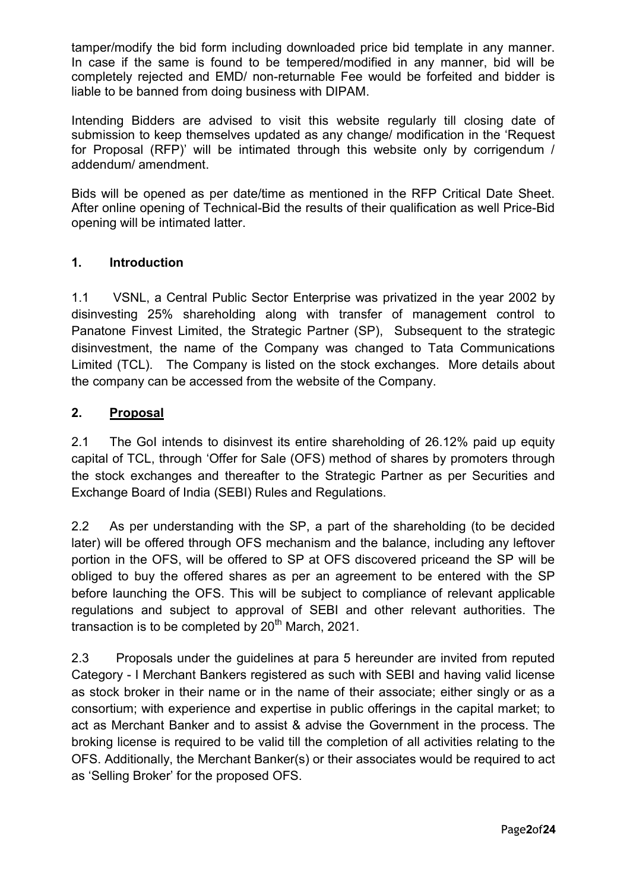tamper/modify the bid form including downloaded price bid template in any manner. In case if the same is found to be tempered/modified in any manner, bid will be completely rejected and EMD/ non-returnable Fee would be forfeited and bidder is liable to be banned from doing business with DIPAM.

Intending Bidders are advised to visit this website regularly till closing date of submission to keep themselves updated as any change/ modification in the 'Request for Proposal (RFP)' will be intimated through this website only by corrigendum / addendum/ amendment.

Bids will be opened as per date/time as mentioned in the RFP Critical Date Sheet. After online opening of Technical-Bid the results of their qualification as well Price-Bid opening will be intimated latter.

## 1. Introduction

1.1 VSNL, a Central Public Sector Enterprise was privatized in the year 2002 by disinvesting 25% shareholding along with transfer of management control to Panatone Finvest Limited, the Strategic Partner (SP), Subsequent to the strategic disinvestment, the name of the Company was changed to Tata Communications Limited (TCL). The Company is listed on the stock exchanges. More details about the company can be accessed from the website of the Company.

## 2. Proposal

2.1 The GoI intends to disinvest its entire shareholding of 26.12% paid up equity capital of TCL, through 'Offer for Sale (OFS) method of shares by promoters through the stock exchanges and thereafter to the Strategic Partner as per Securities and Exchange Board of India (SEBI) Rules and Regulations.

2.2 As per understanding with the SP, a part of the shareholding (to be decided later) will be offered through OFS mechanism and the balance, including any leftover portion in the OFS, will be offered to SP at OFS discovered priceand the SP will be obliged to buy the offered shares as per an agreement to be entered with the SP before launching the OFS. This will be subject to compliance of relevant applicable regulations and subject to approval of SEBI and other relevant authorities. The transaction is to be completed by 20th March, 2021.

2.3 Proposals under the guidelines at para 5 hereunder are invited from reputed Category - I Merchant Bankers registered as such with SEBI and having valid license as stock broker in their name or in the name of their associate; either singly or as a consortium; with experience and expertise in public offerings in the capital market; to act as Merchant Banker and to assist & advise the Government in the process. The broking license is required to be valid till the completion of all activities relating to the OFS. Additionally, the Merchant Banker(s) or their associates would be required to act as 'Selling Broker' for the proposed OFS.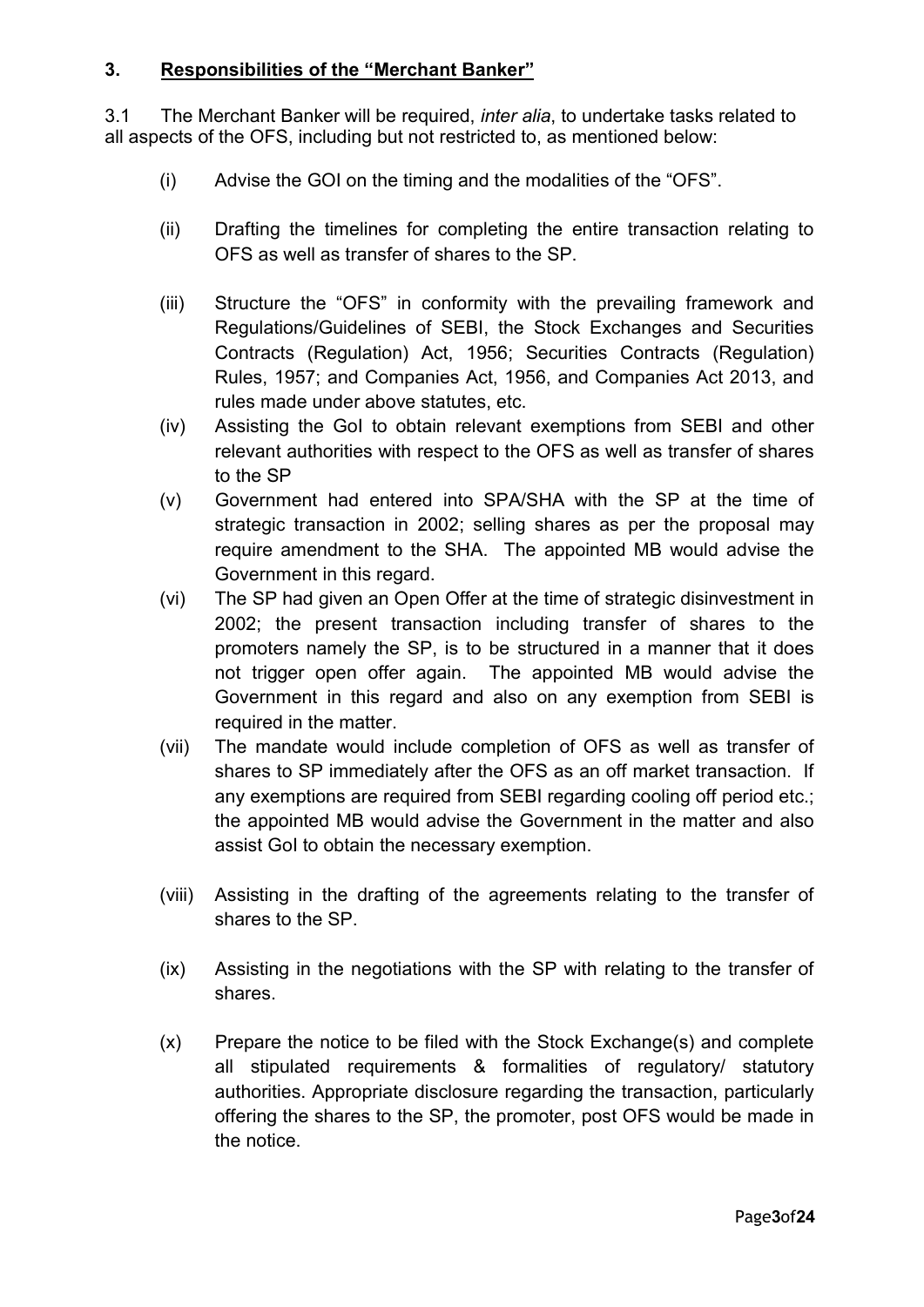## 3. Responsibilities of the "Merchant Banker"

3.1 The Merchant Banker will be required, *inter alia*, to undertake tasks related to all aspects of the OFS, including but not restricted to, as mentioned below:

(i) Advise the GOI on the timing and the modalities of the "OFS".

(ii) Drafting the timelines for completing the entire transaction relating to OFS as well as transfer of shares to the SP.

(iii) Structure the "OFS" in conformity with the prevailing framework and Regulations/Guidelines of SEBI, the Stock Exchanges and Securities Contracts (Regulation) Act, 1956; Securities Contracts (Regulation) Rules, 1957; and Companies Act, 1956, and Companies Act 2013, and rules made under above statutes, etc.

(iv) Assisting the GoI to obtain relevant exemptions from SEBI and other relevant authorities with respect to the OFS as well as transfer of shares to the SP

(v) Government had entered into SPA/SHA with the SP at the time of strategic transaction in 2002; selling shares as per the proposal may require amendment to the SHA. The appointed MB would advise the Government in this regard.

(vi) The SP had given an Open Offer at the time of strategic disinvestment in 2002; the present transaction including transfer of shares to the promoters namely the SP, is to be structured in a manner that it does not trigger open offer again. The appointed MB would advise the Government in this regard and also on any exemption from SEBI is required in the matter.

(vii) The mandate would include completion of OFS as well as transfer of shares to SP immediately after the OFS as an off market transaction. If any exemptions are required from SEBI regarding cooling off period etc.; the appointed MB would advise the Government in the matter and also assist GoI to obtain the necessary exemption.

(viii) Assisting in the drafting of the agreements relating to the transfer of shares to the SP.

(ix) Assisting in the negotiations with the SP with relating to the transfer of shares.

(x) Prepare the notice to be filed with the Stock Exchange(s) and complete all stipulated requirements & formalities of regulatory/ statutory authorities. Appropriate disclosure regarding the transaction, particularly offering the shares to the SP, the promoter, post OFS would be made in the notice.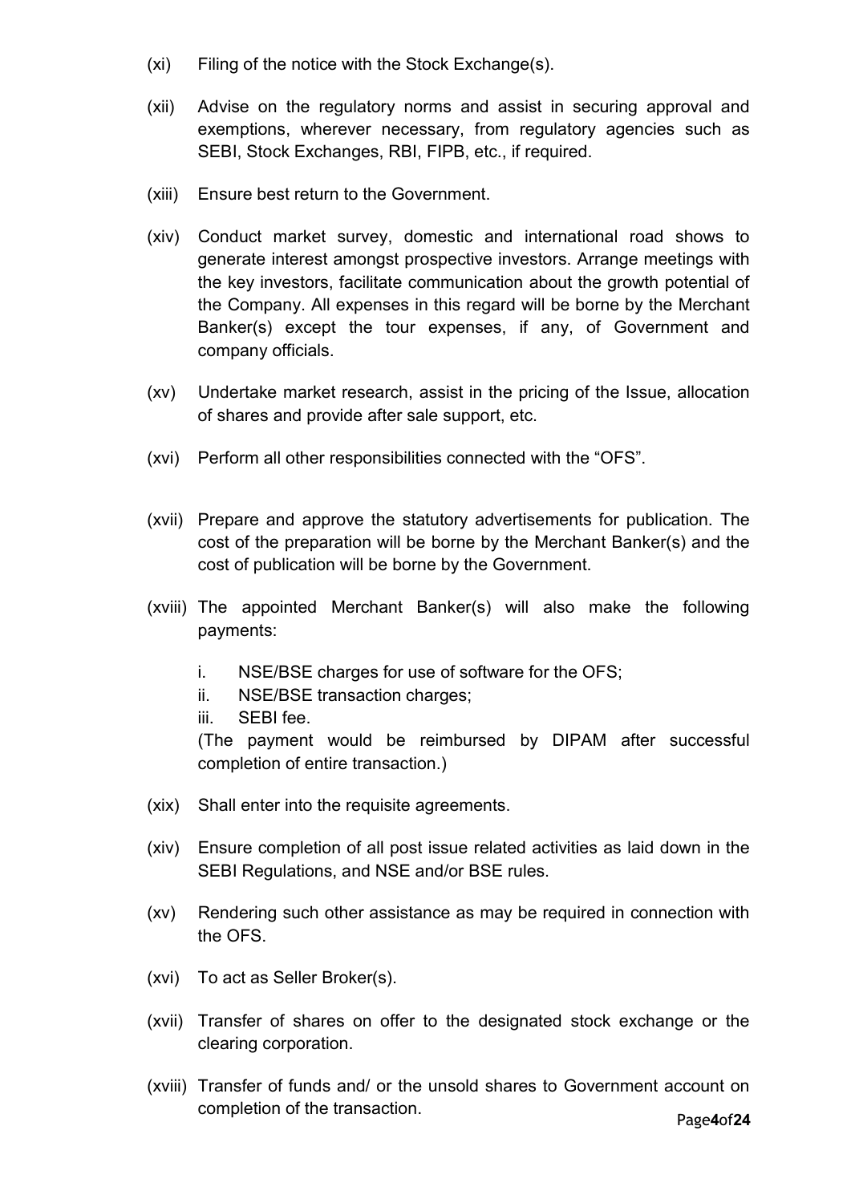(xi) Filing of the notice with the Stock Exchange(s).

(xii) Advise on the regulatory norms and assist in securing approval and exemptions, wherever necessary, from regulatory agencies such as SEBI, Stock Exchanges, RBI, FIPB, etc., if required.

(xiii) Ensure best return to the Government.

(xiv) Conduct market survey, domestic and international road shows to generate interest amongst prospective investors. Arrange meetings with the key investors, facilitate communication about the growth potential of the Company. All expenses in this regard will be borne by the Merchant Banker(s) except the tour expenses, if any, of Government and company officials.

(xv) Undertake market research, assist in the pricing of the Issue, allocation of shares and provide after sale support, etc.

(xvi) Perform all other responsibilities connected with the "OFS".

(xvii) Prepare and approve the statutory advertisements for publication. The cost of the preparation will be borne by the Merchant Banker(s) and the cost of publication will be borne by the Government.

(xviii) The appointed Merchant Banker(s) will also make the following payments:

   i. NSE/BSE charges for use of software for the OFS;
   ii. NSE/BSE transaction charges;
   iii. SEBI fee.

   (The payment would be reimbursed by DIPAM after successful completion of entire transaction.)

(xix) Shall enter into the requisite agreements.

(xiv) Ensure completion of all post issue related activities as laid down in the SEBI Regulations, and NSE and/or BSE rules.

(xv) Rendering such other assistance as may be required in connection with the OFS.

(xvi) To act as Seller Broker(s).

(xvii) Transfer of shares on offer to the designated stock exchange or the clearing corporation.

(xviii) Transfer of funds and/ or the unsold shares to Government account on completion of the transaction.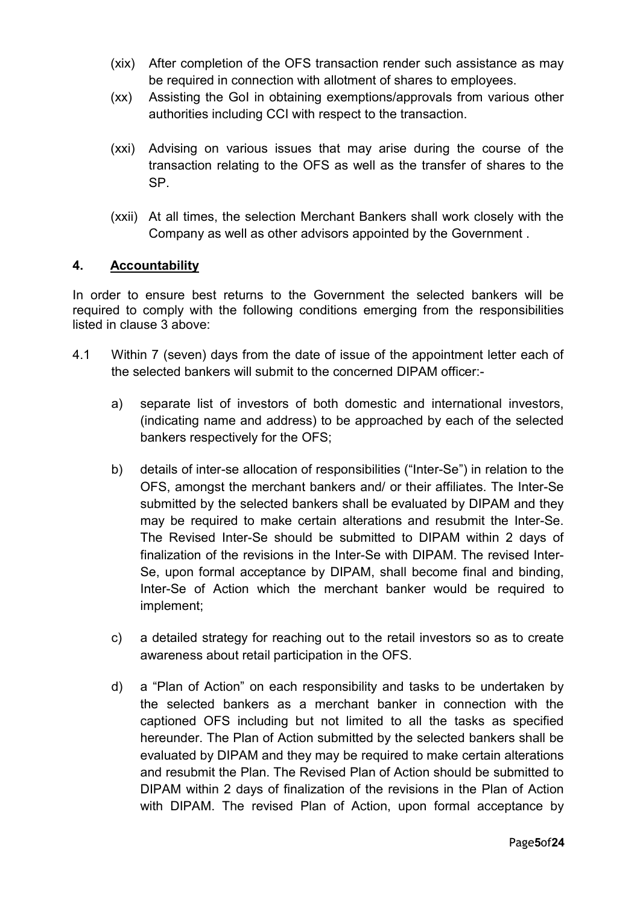(xix) After completion of the OFS transaction render such assistance as may be required in connection with allotment of shares to employees.

(xx) Assisting the GoI in obtaining exemptions/approvals from various other authorities including CCI with respect to the transaction.

(xxi) Advising on various issues that may arise during the course of the transaction relating to the OFS as well as the transfer of shares to the SP.

(xxii) At all times, the selection Merchant Bankers shall work closely with the Company as well as other advisors appointed by the Government .

## 4. Accountability

In order to ensure best returns to the Government the selected bankers will be required to comply with the following conditions emerging from the responsibilities listed in clause 3 above:

4.1 Within 7 (seven) days from the date of issue of the appointment letter each of the selected bankers will submit to the concerned DIPAM officer:-

a) separate list of investors of both domestic and international investors, (indicating name and address) to be approached by each of the selected bankers respectively for the OFS;

b) details of inter-se allocation of responsibilities ("Inter-Se") in relation to the OFS, amongst the merchant bankers and/ or their affiliates. The Inter-Se submitted by the selected bankers shall be evaluated by DIPAM and they may be required to make certain alterations and resubmit the Inter-Se. The Revised Inter-Se should be submitted to DIPAM within 2 days of finalization of the revisions in the Inter-Se with DIPAM. The revised Inter-Se, upon formal acceptance by DIPAM, shall become final and binding, Inter-Se of Action which the merchant banker would be required to implement;

c) a detailed strategy for reaching out to the retail investors so as to create awareness about retail participation in the OFS.

d) a "Plan of Action" on each responsibility and tasks to be undertaken by the selected bankers as a merchant banker in connection with the captioned OFS including but not limited to all the tasks as specified hereunder. The Plan of Action submitted by the selected bankers shall be evaluated by DIPAM and they may be required to make certain alterations and resubmit the Plan. The Revised Plan of Action should be submitted to DIPAM within 2 days of finalization of the revisions in the Plan of Action with DIPAM. The revised Plan of Action, upon formal acceptance by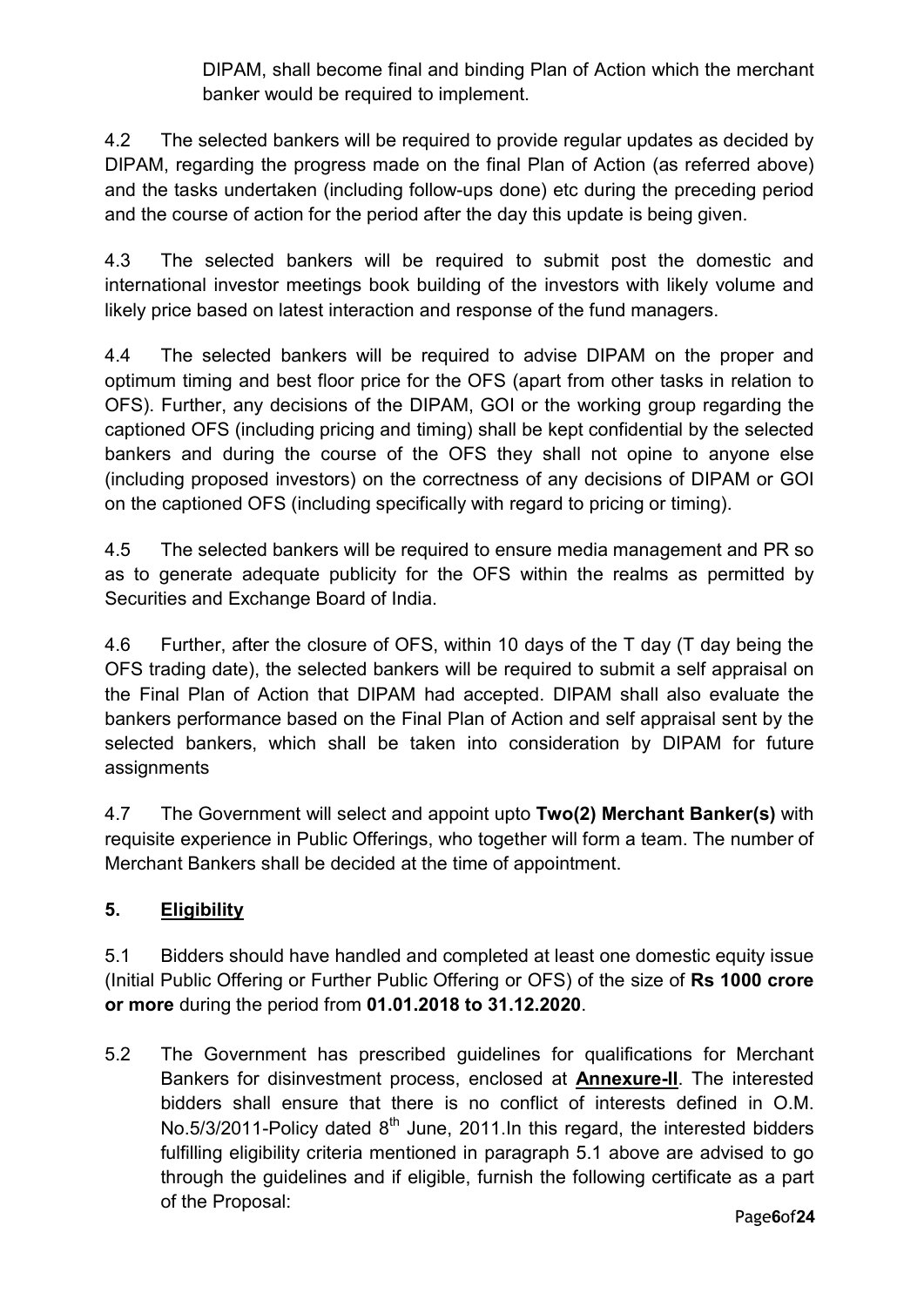DIPAM, shall become final and binding Plan of Action which the merchant banker would be required to implement.

4.2 The selected bankers will be required to provide regular updates as decided by DIPAM, regarding the progress made on the final Plan of Action (as referred above) and the tasks undertaken (including follow-ups done) etc during the preceding period and the course of action for the period after the day this update is being given.

4.3 The selected bankers will be required to submit post the domestic and international investor meetings book building of the investors with likely volume and likely price based on latest interaction and response of the fund managers.

4.4 The selected bankers will be required to advise DIPAM on the proper and optimum timing and best floor price for the OFS (apart from other tasks in relation to OFS). Further, any decisions of the DIPAM, GOI or the working group regarding the captioned OFS (including pricing and timing) shall be kept confidential by the selected bankers and during the course of the OFS they shall not opine to anyone else (including proposed investors) on the correctness of any decisions of DIPAM or GOI on the captioned OFS (including specifically with regard to pricing or timing).

4.5 The selected bankers will be required to ensure media management and PR so as to generate adequate publicity for the OFS within the realms as permitted by Securities and Exchange Board of India.

4.6 Further, after the closure of OFS, within 10 days of the T day (T day being the OFS trading date), the selected bankers will be required to submit a self appraisal on the Final Plan of Action that DIPAM had accepted. DIPAM shall also evaluate the bankers performance based on the Final Plan of Action and self appraisal sent by the selected bankers, which shall be taken into consideration by DIPAM for future assignments

4.7 The Government will select and appoint upto **Two(2) Merchant Banker(s)** with requisite experience in Public Offerings, who together will form a team. The number of Merchant Bankers shall be decided at the time of appointment.

## 5. Eligibility

5.1 Bidders should have handled and completed at least one domestic equity issue (Initial Public Offering or Further Public Offering or OFS) of the size of **Rs 1000 crore or more** during the period from **01.01.2018 to 31.12.2020**.

5.2 The Government has prescribed guidelines for qualifications for Merchant Bankers for disinvestment process, enclosed at **Annexure-II**. The interested bidders shall ensure that there is no conflict of interests defined in O.M. No.5/3/2011-Policy dated 8th June, 2011.In this regard, the interested bidders fulfilling eligibility criteria mentioned in paragraph 5.1 above are advised to go through the guidelines and if eligible, furnish the following certificate as a part of the Proposal: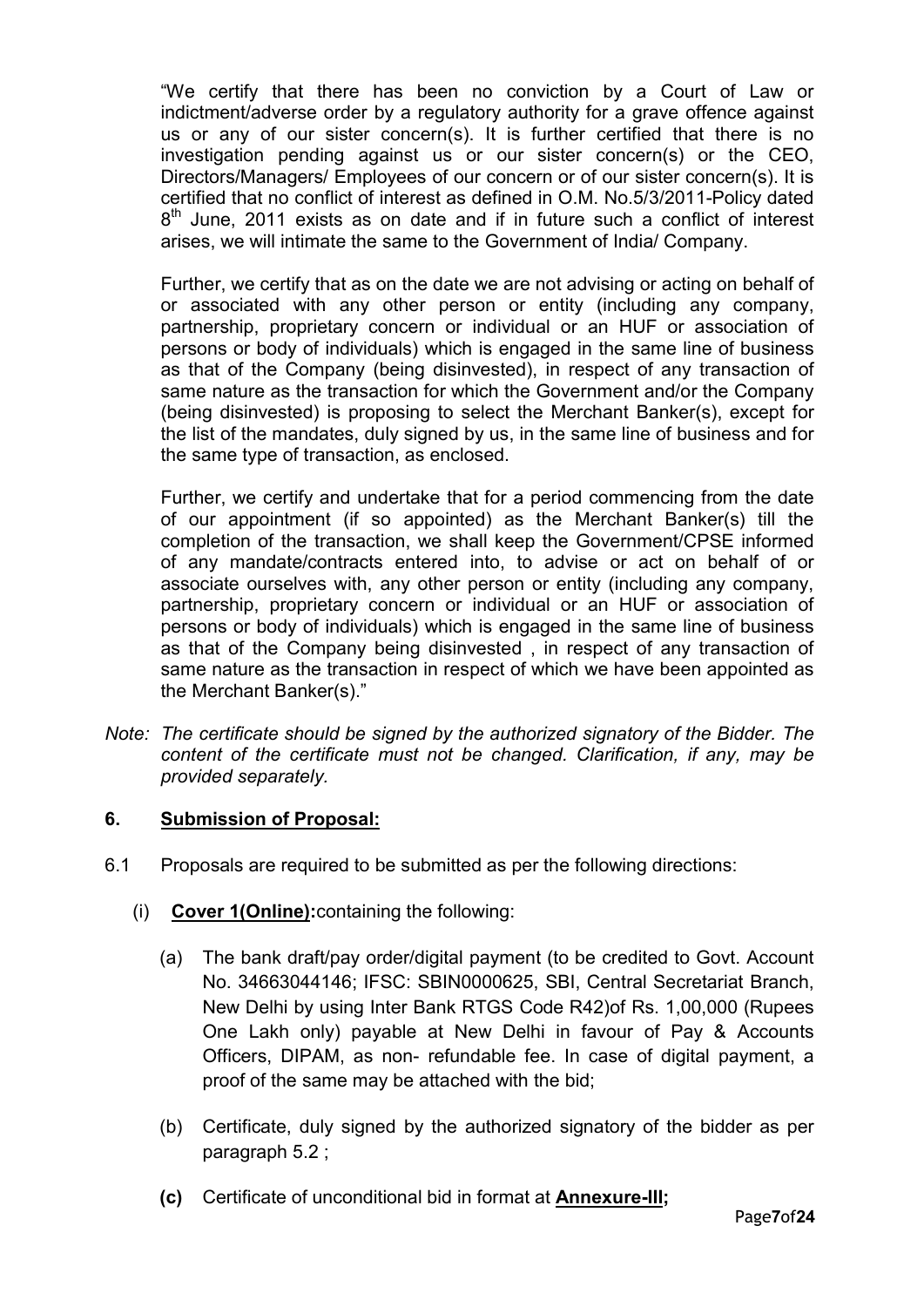"We certify that there has been no conviction by a Court of Law or indictment/adverse order by a regulatory authority for a grave offence against us or any of our sister concern(s). It is further certified that there is no investigation pending against us or our sister concern(s) or the CEO, Directors/Managers/ Employees of our concern or of our sister concern(s). It is certified that no conflict of interest as defined in O.M. No.5/3/2011-Policy dated 8th June, 2011 exists as on date and if in future such a conflict of interest arises, we will intimate the same to the Government of India/ Company.

Further, we certify that as on the date we are not advising or acting on behalf of or associated with any other person or entity (including any company, partnership, proprietary concern or individual or an HUF or association of persons or body of individuals) which is engaged in the same line of business as that of the Company (being disinvested), in respect of any transaction of same nature as the transaction for which the Government and/or the Company (being disinvested) is proposing to select the Merchant Banker(s), except for the list of the mandates, duly signed by us, in the same line of business and for the same type of transaction, as enclosed.

Further, we certify and undertake that for a period commencing from the date of our appointment (if so appointed) as the Merchant Banker(s) till the completion of the transaction, we shall keep the Government/CPSE informed of any mandate/contracts entered into, to advise or act on behalf of or associate ourselves with, any other person or entity (including any company, partnership, proprietary concern or individual or an HUF or association of persons or body of individuals) which is engaged in the same line of business as that of the Company being disinvested , in respect of any transaction of same nature as the transaction in respect of which we have been appointed as the Merchant Banker(s)."

*Note: The certificate should be signed by the authorized signatory of the Bidder. The content of the certificate must not be changed. Clarification, if any, may be provided separately.*

## 6. Submission of Proposal:

6.1 Proposals are required to be submitted as per the following directions:

(i) **Cover 1(Online):** containing the following:

(a) The bank draft/pay order/digital payment (to be credited to Govt. Account No. 34663044146; IFSC: SBIN0000625, SBI, Central Secretariat Branch, New Delhi by using Inter Bank RTGS Code R42)of Rs. 1,00,000 (Rupees One Lakh only) payable at New Delhi in favour of Pay & Accounts Officers, DIPAM, as non- refundable fee. In case of digital payment, a proof of the same may be attached with the bid;

(b) Certificate, duly signed by the authorized signatory of the bidder as per paragraph 5.2 ;

**(c)** Certificate of unconditional bid in format at **Annexure-III;**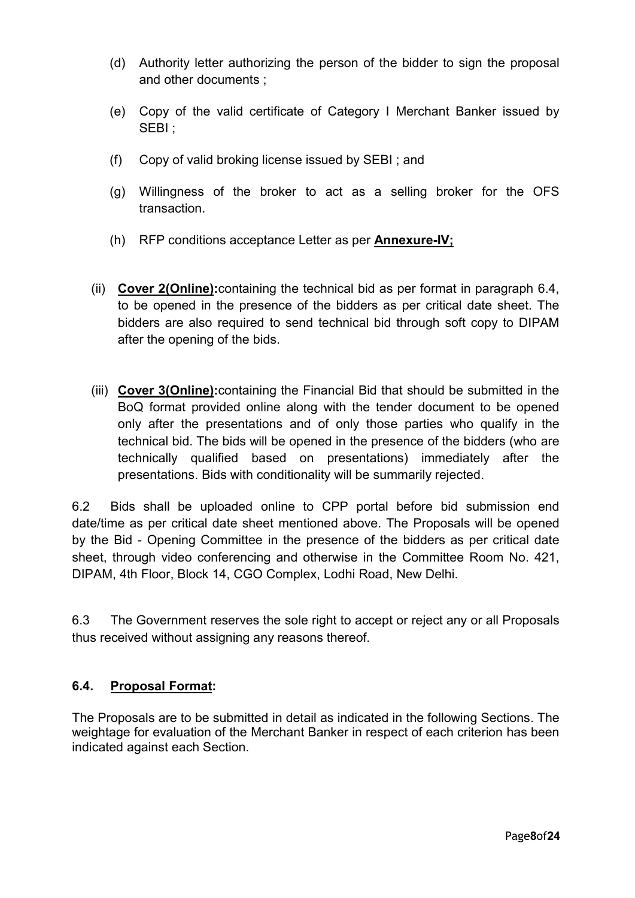(d) Authority letter authorizing the person of the bidder to sign the proposal and other documents ;

(e) Copy of the valid certificate of Category I Merchant Banker issued by SEBI ;

(f) Copy of valid broking license issued by SEBI ; and

(g) Willingness of the broker to act as a selling broker for the OFS transaction.

(h) RFP conditions acceptance Letter as per **Annexure-IV;**

(ii) **Cover 2(Online):**containing the technical bid as per format in paragraph 6.4, to be opened in the presence of the bidders as per critical date sheet. The bidders are also required to send technical bid through soft copy to DIPAM after the opening of the bids.

(iii) **Cover 3(Online):**containing the Financial Bid that should be submitted in the BoQ format provided online along with the tender document to be opened only after the presentations and of only those parties who qualify in the technical bid. The bids will be opened in the presence of the bidders (who are technically qualified based on presentations) immediately after the presentations. Bids with conditionality will be summarily rejected.

6.2 Bids shall be uploaded online to CPP portal before bid submission end date/time as per critical date sheet mentioned above. The Proposals will be opened by the Bid - Opening Committee in the presence of the bidders as per critical date sheet, through video conferencing and otherwise in the Committee Room No. 421, DIPAM, 4th Floor, Block 14, CGO Complex, Lodhi Road, New Delhi.

6.3 The Government reserves the sole right to accept or reject any or all Proposals thus received without assigning any reasons thereof.

### 6.4. Proposal Format:

The Proposals are to be submitted in detail as indicated in the following Sections. The weightage for evaluation of the Merchant Banker in respect of each criterion has been indicated against each Section.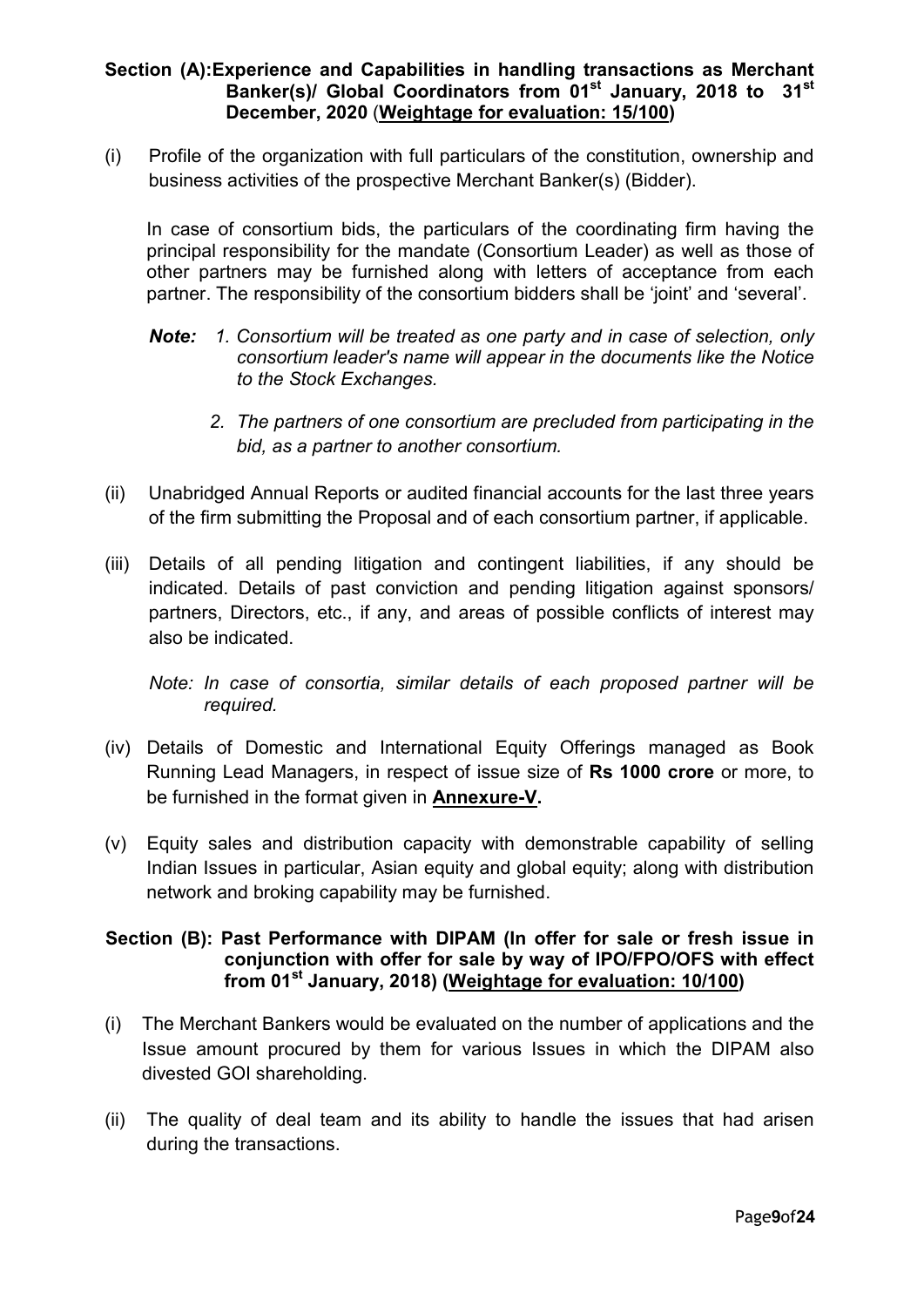**Section (A): Experience and Capabilities in handling transactions as Merchant Banker(s)/ Global Coordinators from 01st January, 2018 to 31st December, 2020 (<u>Weightage for evaluation: 15/100</u>)**

(i) Profile of the organization with full particulars of the constitution, ownership and business activities of the prospective Merchant Banker(s) (Bidder).

In case of consortium bids, the particulars of the coordinating firm having the principal responsibility for the mandate (Consortium Leader) as well as those of other partners may be furnished along with letters of acceptance from each partner. The responsibility of the consortium bidders shall be 'joint' and 'several'.

***Note:*** *1. Consortium will be treated as one party and in case of selection, only consortium leader's name will appear in the documents like the Notice to the Stock Exchanges.*

*2. The partners of one consortium are precluded from participating in the bid, as a partner to another consortium.*

(ii) Unabridged Annual Reports or audited financial accounts for the last three years of the firm submitting the Proposal and of each consortium partner, if applicable.

(iii) Details of all pending litigation and contingent liabilities, if any should be indicated. Details of past conviction and pending litigation against sponsors/ partners, Directors, etc., if any, and areas of possible conflicts of interest may also be indicated.

*Note: In case of consortia, similar details of each proposed partner will be required.*

(iv) Details of Domestic and International Equity Offerings managed as Book Running Lead Managers, in respect of issue size of **Rs 1000 crore** or more, to be furnished in the format given in **<u>Annexure-V</u>.**

(v) Equity sales and distribution capacity with demonstrable capability of selling Indian Issues in particular, Asian equity and global equity; along with distribution network and broking capability may be furnished.

**Section (B): Past Performance with DIPAM (In offer for sale or fresh issue in conjunction with offer for sale by way of IPO/FPO/OFS with effect from 01st January, 2018) (<u>Weightage for evaluation: 10/100</u>)**

(i) The Merchant Bankers would be evaluated on the number of applications and the Issue amount procured by them for various Issues in which the DIPAM also divested GOI shareholding.

(ii) The quality of deal team and its ability to handle the issues that had arisen during the transactions.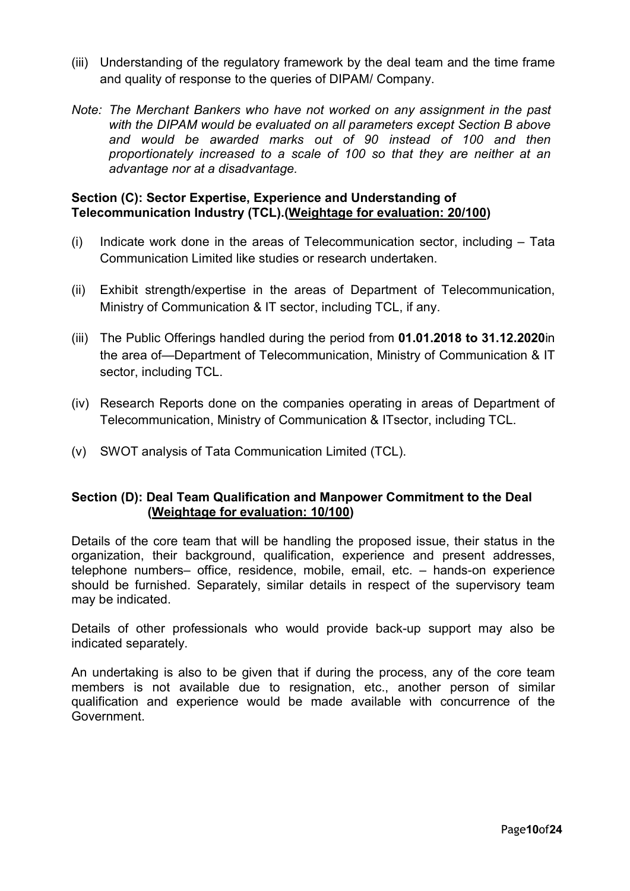(iii) Understanding of the regulatory framework by the deal team and the time frame and quality of response to the queries of DIPAM/ Company.

*Note: The Merchant Bankers who have not worked on any assignment in the past with the DIPAM would be evaluated on all parameters except Section B above and would be awarded marks out of 90 instead of 100 and then proportionately increased to a scale of 100 so that they are neither at an advantage nor at a disadvantage.*

**Section (C): Sector Expertise, Experience and Understanding of Telecommunication Industry (TCL).(<u>Weightage for evaluation: 20/100</u>)**

(i) Indicate work done in the areas of Telecommunication sector, including – Tata Communication Limited like studies or research undertaken.

(ii) Exhibit strength/expertise in the areas of Department of Telecommunication, Ministry of Communication & IT sector, including TCL, if any.

(iii) The Public Offerings handled during the period from **01.01.2018 to 31.12.2020**in the area of—Department of Telecommunication, Ministry of Communication & IT sector, including TCL.

(iv) Research Reports done on the companies operating in areas of Department of Telecommunication, Ministry of Communication & ITsector, including TCL.

(v) SWOT analysis of Tata Communication Limited (TCL).

**Section (D): Deal Team Qualification and Manpower Commitment to the Deal (<u>Weightage for evaluation: 10/100</u>)**

Details of the core team that will be handling the proposed issue, their status in the organization, their background, qualification, experience and present addresses, telephone numbers– office, residence, mobile, email, etc. – hands-on experience should be furnished. Separately, similar details in respect of the supervisory team may be indicated.

Details of other professionals who would provide back-up support may also be indicated separately.

An undertaking is also to be given that if during the process, any of the core team members is not available due to resignation, etc., another person of similar qualification and experience would be made available with concurrence of the Government.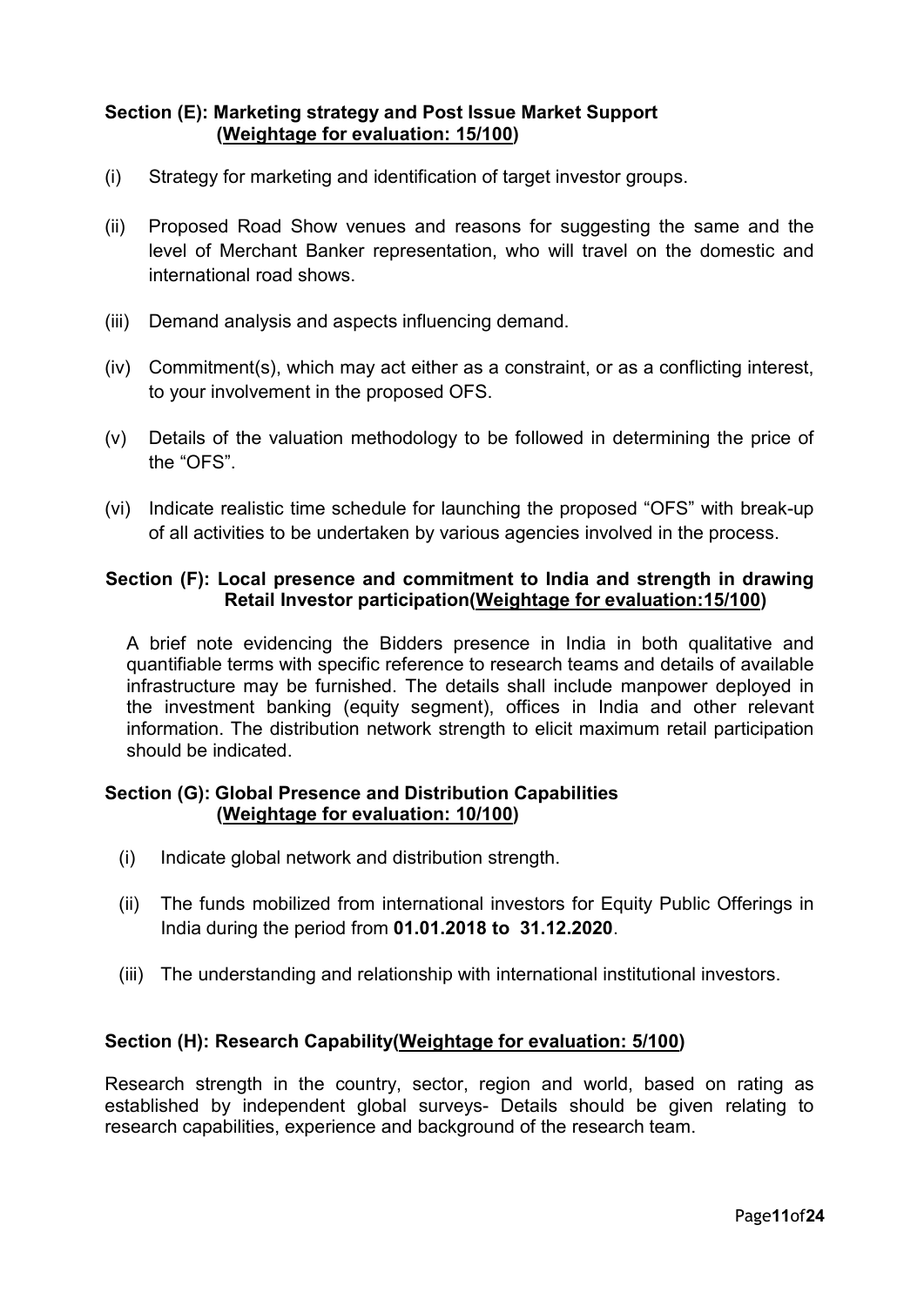**Section (E): Marketing strategy and Post Issue Market Support (<u>Weightage for evaluation: 15/100</u>)**

(i) Strategy for marketing and identification of target investor groups.

(ii) Proposed Road Show venues and reasons for suggesting the same and the level of Merchant Banker representation, who will travel on the domestic and international road shows.

(iii) Demand analysis and aspects influencing demand.

(iv) Commitment(s), which may act either as a constraint, or as a conflicting interest, to your involvement in the proposed OFS.

(v) Details of the valuation methodology to be followed in determining the price of the "OFS".

(vi) Indicate realistic time schedule for launching the proposed "OFS" with break-up of all activities to be undertaken by various agencies involved in the process.

**Section (F): Local presence and commitment to India and strength in drawing Retail Investor participation(<u>Weightage for evaluation:15/100</u>)**

A brief note evidencing the Bidders presence in India in both qualitative and quantifiable terms with specific reference to research teams and details of available infrastructure may be furnished. The details shall include manpower deployed in the investment banking (equity segment), offices in India and other relevant information. The distribution network strength to elicit maximum retail participation should be indicated.

**Section (G): Global Presence and Distribution Capabilities (<u>Weightage for evaluation: 10/100</u>)**

(i) Indicate global network and distribution strength.

(ii) The funds mobilized from international investors for Equity Public Offerings in India during the period from **01.01.2018 to 31.12.2020**.

(iii) The understanding and relationship with international institutional investors.

**Section (H): Research Capability(<u>Weightage for evaluation: 5/100</u>)**

Research strength in the country, sector, region and world, based on rating as established by independent global surveys- Details should be given relating to research capabilities, experience and background of the research team.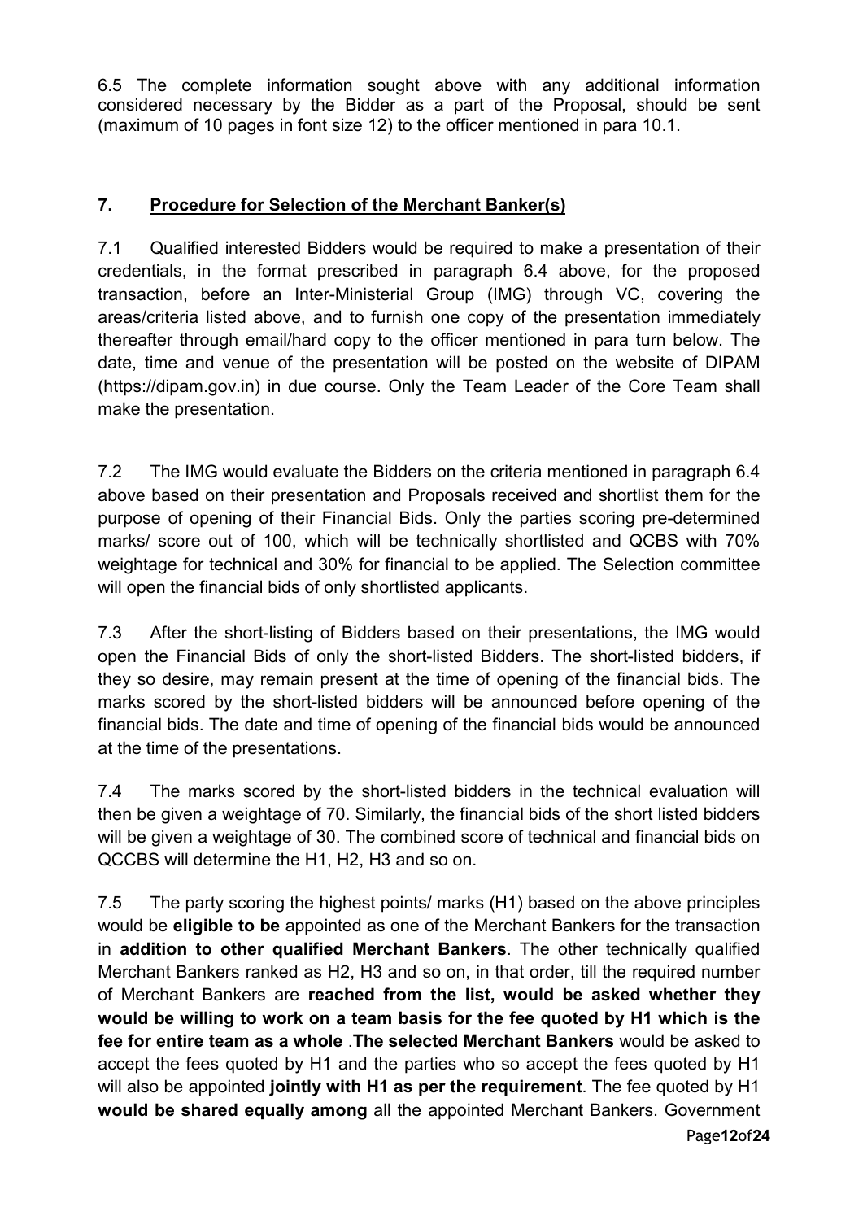6.5 The complete information sought above with any additional information considered necessary by the Bidder as a part of the Proposal, should be sent (maximum of 10 pages in font size 12) to the officer mentioned in para 10.1.

## 7. Procedure for Selection of the Merchant Banker(s)

7.1 Qualified interested Bidders would be required to make a presentation of their credentials, in the format prescribed in paragraph 6.4 above, for the proposed transaction, before an Inter-Ministerial Group (IMG) through VC, covering the areas/criteria listed above, and to furnish one copy of the presentation immediately thereafter through email/hard copy to the officer mentioned in para turn below. The date, time and venue of the presentation will be posted on the website of DIPAM (https://dipam.gov.in) in due course. Only the Team Leader of the Core Team shall make the presentation.

7.2 The IMG would evaluate the Bidders on the criteria mentioned in paragraph 6.4 above based on their presentation and Proposals received and shortlist them for the purpose of opening of their Financial Bids. Only the parties scoring pre-determined marks/ score out of 100, which will be technically shortlisted and QCBS with 70% weightage for technical and 30% for financial to be applied. The Selection committee will open the financial bids of only shortlisted applicants.

7.3 After the short-listing of Bidders based on their presentations, the IMG would open the Financial Bids of only the short-listed Bidders. The short-listed bidders, if they so desire, may remain present at the time of opening of the financial bids. The marks scored by the short-listed bidders will be announced before opening of the financial bids. The date and time of opening of the financial bids would be announced at the time of the presentations.

7.4 The marks scored by the short-listed bidders in the technical evaluation will then be given a weightage of 70. Similarly, the financial bids of the short listed bidders will be given a weightage of 30. The combined score of technical and financial bids on QCCBS will determine the H1, H2, H3 and so on.

7.5 The party scoring the highest points/ marks (H1) based on the above principles would be **eligible to be** appointed as one of the Merchant Bankers for the transaction in **addition to other qualified Merchant Bankers**. The other technically qualified Merchant Bankers ranked as H2, H3 and so on, in that order, till the required number of Merchant Bankers are **reached from the list, would be asked whether they would be willing to work on a team basis for the fee quoted by H1 which is the fee for entire team as a whole** .**The selected Merchant Bankers** would be asked to accept the fees quoted by H1 and the parties who so accept the fees quoted by H1 will also be appointed **jointly with H1 as per the requirement**. The fee quoted by H1 **would be shared equally among** all the appointed Merchant Bankers. Government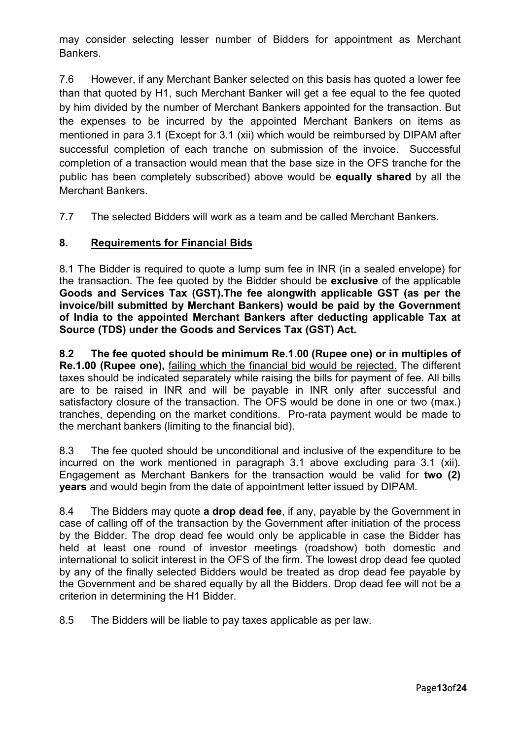may consider selecting lesser number of Bidders for appointment as Merchant Bankers.

7.6 However, if any Merchant Banker selected on this basis has quoted a lower fee than that quoted by H1, such Merchant Banker will get a fee equal to the fee quoted by him divided by the number of Merchant Bankers appointed for the transaction. But the expenses to be incurred by the appointed Merchant Bankers on items as mentioned in para 3.1 (Except for 3.1 (xii) which would be reimbursed by DIPAM after successful completion of each tranche on submission of the invoice. Successful completion of a transaction would mean that the base size in the OFS tranche for the public has been completely subscribed) above would be **equally shared** by all the Merchant Bankers.

7.7 The selected Bidders will work as a team and be called Merchant Bankers.

## 8. Requirements for Financial Bids

8.1 The Bidder is required to quote a lump sum fee in INR (in a sealed envelope) for the transaction. The fee quoted by the Bidder should be **exclusive** of the applicable **Goods and Services Tax (GST).The fee alongwith applicable GST (as per the invoice/bill submitted by Merchant Bankers) would be paid by the Government of India to the appointed Merchant Bankers after deducting applicable Tax at Source (TDS) under the Goods and Services Tax (GST) Act.**

**8.2 The fee quoted should be minimum Re.1.00 (Rupee one) or in multiples of Re.1.00 (Rupee one),** <u>failing which the financial bid would be rejected.</u> The different taxes should be indicated separately while raising the bills for payment of fee. All bills are to be raised in INR and will be payable in INR only after successful and satisfactory closure of the transaction. The OFS would be done in one or two (max.) tranches, depending on the market conditions. Pro-rata payment would be made to the merchant bankers (limiting to the financial bid).

8.3 The fee quoted should be unconditional and inclusive of the expenditure to be incurred on the work mentioned in paragraph 3.1 above excluding para 3.1 (xii). Engagement as Merchant Bankers for the transaction would be valid for **two (2) years** and would begin from the date of appointment letter issued by DIPAM.

8.4 The Bidders may quote **a drop dead fee**, if any, payable by the Government in case of calling off of the transaction by the Government after initiation of the process by the Bidder. The drop dead fee would only be applicable in case the Bidder has held at least one round of investor meetings (roadshow) both domestic and international to solicit interest in the OFS of the firm. The lowest drop dead fee quoted by any of the finally selected Bidders would be treated as drop dead fee payable by the Government and be shared equally by all the Bidders. Drop dead fee will not be a criterion in determining the H1 Bidder.

8.5 The Bidders will be liable to pay taxes applicable as per law.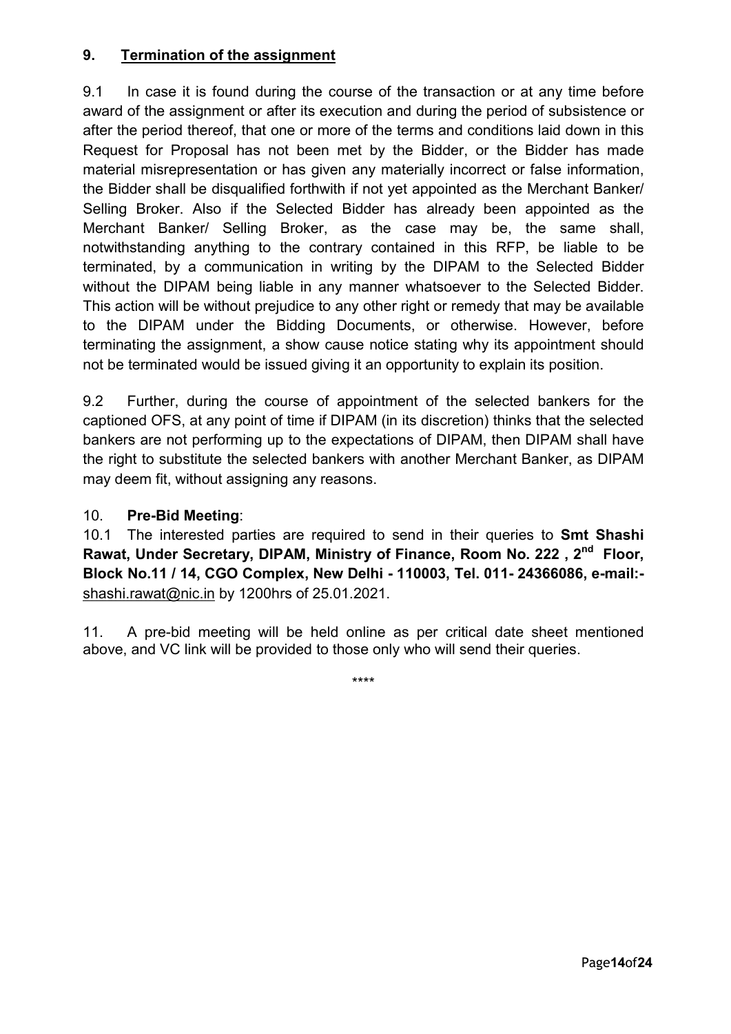## 9. Termination of the assignment

9.1 In case it is found during the course of the transaction or at any time before award of the assignment or after its execution and during the period of subsistence or after the period thereof, that one or more of the terms and conditions laid down in this Request for Proposal has not been met by the Bidder, or the Bidder has made material misrepresentation or has given any materially incorrect or false information, the Bidder shall be disqualified forthwith if not yet appointed as the Merchant Banker/ Selling Broker. Also if the Selected Bidder has already been appointed as the Merchant Banker/ Selling Broker, as the case may be, the same shall, notwithstanding anything to the contrary contained in this RFP, be liable to be terminated, by a communication in writing by the DIPAM to the Selected Bidder without the DIPAM being liable in any manner whatsoever to the Selected Bidder. This action will be without prejudice to any other right or remedy that may be available to the DIPAM under the Bidding Documents, or otherwise. However, before terminating the assignment, a show cause notice stating why its appointment should not be terminated would be issued giving it an opportunity to explain its position.

9.2 Further, during the course of appointment of the selected bankers for the captioned OFS, at any point of time if DIPAM (in its discretion) thinks that the selected bankers are not performing up to the expectations of DIPAM, then DIPAM shall have the right to substitute the selected bankers with another Merchant Banker, as DIPAM may deem fit, without assigning any reasons.

## 10. Pre-Bid Meeting:

10.1 The interested parties are required to send in their queries to **Smt Shashi Rawat, Under Secretary, DIPAM, Ministry of Finance, Room No. 222 , 2nd Floor, Block No.11 / 14, CGO Complex, New Delhi - 110003, Tel. 011- 24366086, e-mail:-** shashi.rawat@nic.in by 1200hrs of 25.01.2021.

11. A pre-bid meeting will be held online as per critical date sheet mentioned above, and VC link will be provided to those only who will send their queries.

\*\*\*\*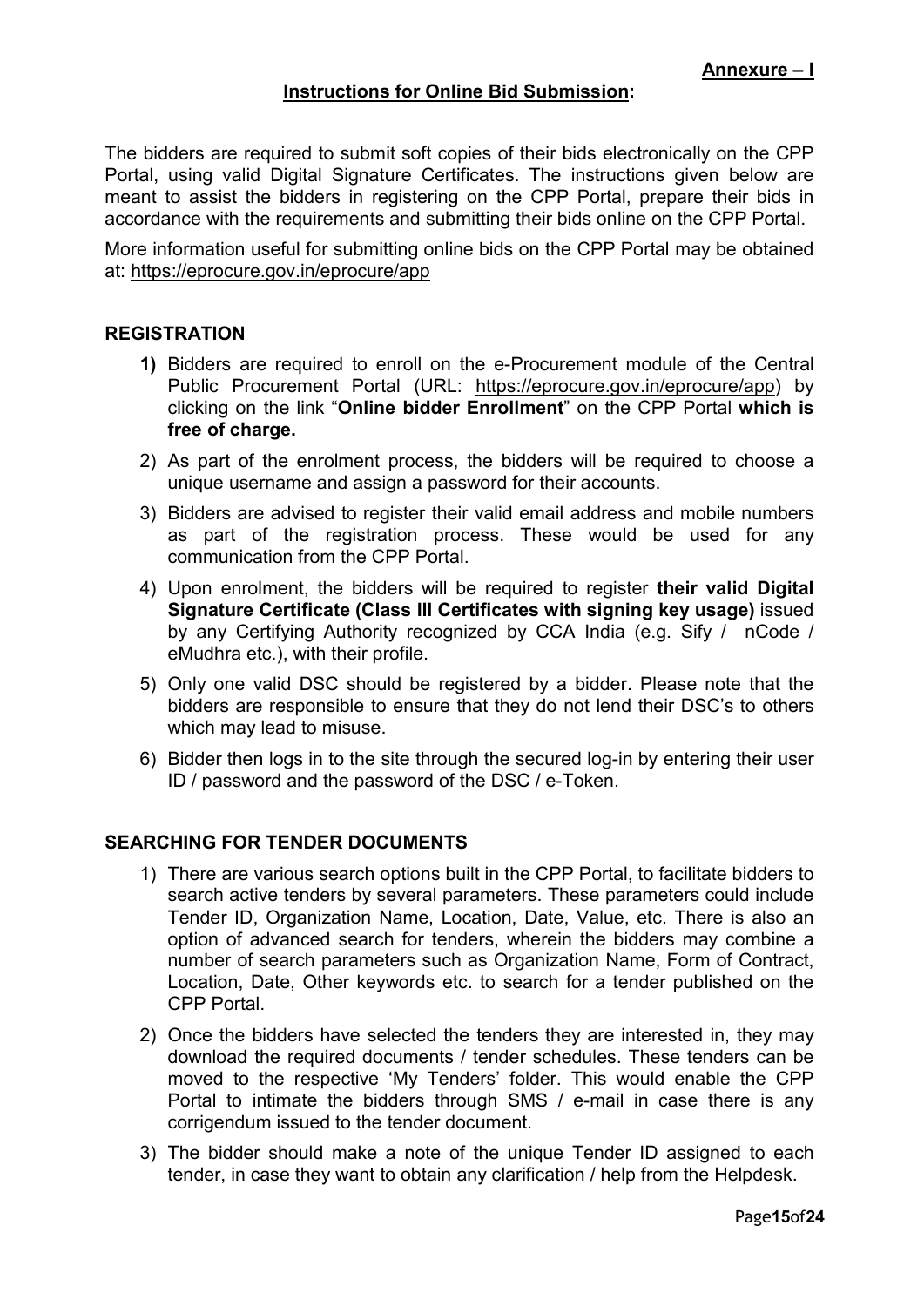**Annexure – I**

## Instructions for Online Bid Submission:

The bidders are required to submit soft copies of their bids electronically on the CPP Portal, using valid Digital Signature Certificates. The instructions given below are meant to assist the bidders in registering on the CPP Portal, prepare their bids in accordance with the requirements and submitting their bids online on the CPP Portal.

More information useful for submitting online bids on the CPP Portal may be obtained at: https://eprocure.gov.in/eprocure/app

### REGISTRATION

1) Bidders are required to enroll on the e-Procurement module of the Central Public Procurement Portal (URL: https://eprocure.gov.in/eprocure/app) by clicking on the link "**Online bidder Enrollment**" on the CPP Portal **which is free of charge.**
2) As part of the enrolment process, the bidders will be required to choose a unique username and assign a password for their accounts.
3) Bidders are advised to register their valid email address and mobile numbers as part of the registration process. These would be used for any communication from the CPP Portal.
4) Upon enrolment, the bidders will be required to register **their valid Digital Signature Certificate (Class III Certificates with signing key usage)** issued by any Certifying Authority recognized by CCA India (e.g. Sify / nCode / eMudhra etc.), with their profile.
5) Only one valid DSC should be registered by a bidder. Please note that the bidders are responsible to ensure that they do not lend their DSC's to others which may lead to misuse.
6) Bidder then logs in to the site through the secured log-in by entering their user ID / password and the password of the DSC / e-Token.

### SEARCHING FOR TENDER DOCUMENTS

1) There are various search options built in the CPP Portal, to facilitate bidders to search active tenders by several parameters. These parameters could include Tender ID, Organization Name, Location, Date, Value, etc. There is also an option of advanced search for tenders, wherein the bidders may combine a number of search parameters such as Organization Name, Form of Contract, Location, Date, Other keywords etc. to search for a tender published on the CPP Portal.
2) Once the bidders have selected the tenders they are interested in, they may download the required documents / tender schedules. These tenders can be moved to the respective 'My Tenders' folder. This would enable the CPP Portal to intimate the bidders through SMS / e-mail in case there is any corrigendum issued to the tender document.
3) The bidder should make a note of the unique Tender ID assigned to each tender, in case they want to obtain any clarification / help from the Helpdesk.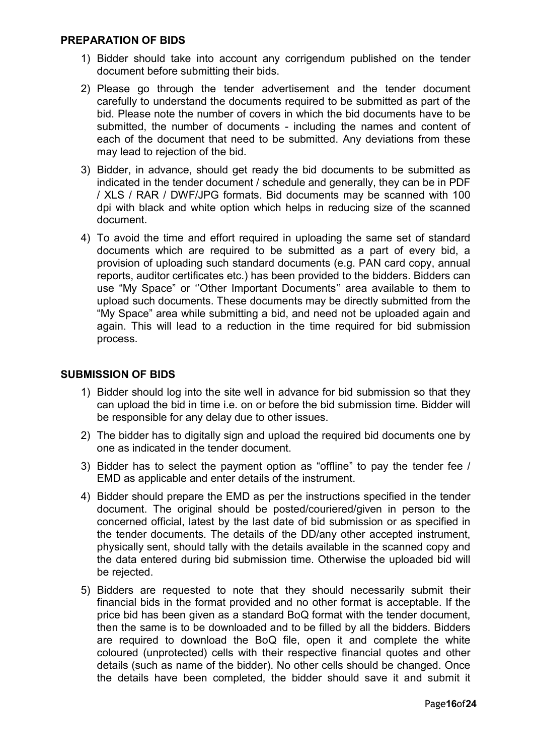## PREPARATION OF BIDS

1) Bidder should take into account any corrigendum published on the tender document before submitting their bids.
2) Please go through the tender advertisement and the tender document carefully to understand the documents required to be submitted as part of the bid. Please note the number of covers in which the bid documents have to be submitted, the number of documents - including the names and content of each of the document that need to be submitted. Any deviations from these may lead to rejection of the bid.
3) Bidder, in advance, should get ready the bid documents to be submitted as indicated in the tender document / schedule and generally, they can be in PDF / XLS / RAR / DWF/JPG formats. Bid documents may be scanned with 100 dpi with black and white option which helps in reducing size of the scanned document.
4) To avoid the time and effort required in uploading the same set of standard documents which are required to be submitted as a part of every bid, a provision of uploading such standard documents (e.g. PAN card copy, annual reports, auditor certificates etc.) has been provided to the bidders. Bidders can use "My Space" or ''Other Important Documents'' area available to them to upload such documents. These documents may be directly submitted from the "My Space" area while submitting a bid, and need not be uploaded again and again. This will lead to a reduction in the time required for bid submission process.

## SUBMISSION OF BIDS

1) Bidder should log into the site well in advance for bid submission so that they can upload the bid in time i.e. on or before the bid submission time. Bidder will be responsible for any delay due to other issues.
2) The bidder has to digitally sign and upload the required bid documents one by one as indicated in the tender document.
3) Bidder has to select the payment option as "offline" to pay the tender fee / EMD as applicable and enter details of the instrument.
4) Bidder should prepare the EMD as per the instructions specified in the tender document. The original should be posted/couriered/given in person to the concerned official, latest by the last date of bid submission or as specified in the tender documents. The details of the DD/any other accepted instrument, physically sent, should tally with the details available in the scanned copy and the data entered during bid submission time. Otherwise the uploaded bid will be rejected.
5) Bidders are requested to note that they should necessarily submit their financial bids in the format provided and no other format is acceptable. If the price bid has been given as a standard BoQ format with the tender document, then the same is to be downloaded and to be filled by all the bidders. Bidders are required to download the BoQ file, open it and complete the white coloured (unprotected) cells with their respective financial quotes and other details (such as name of the bidder). No other cells should be changed. Once the details have been completed, the bidder should save it and submit it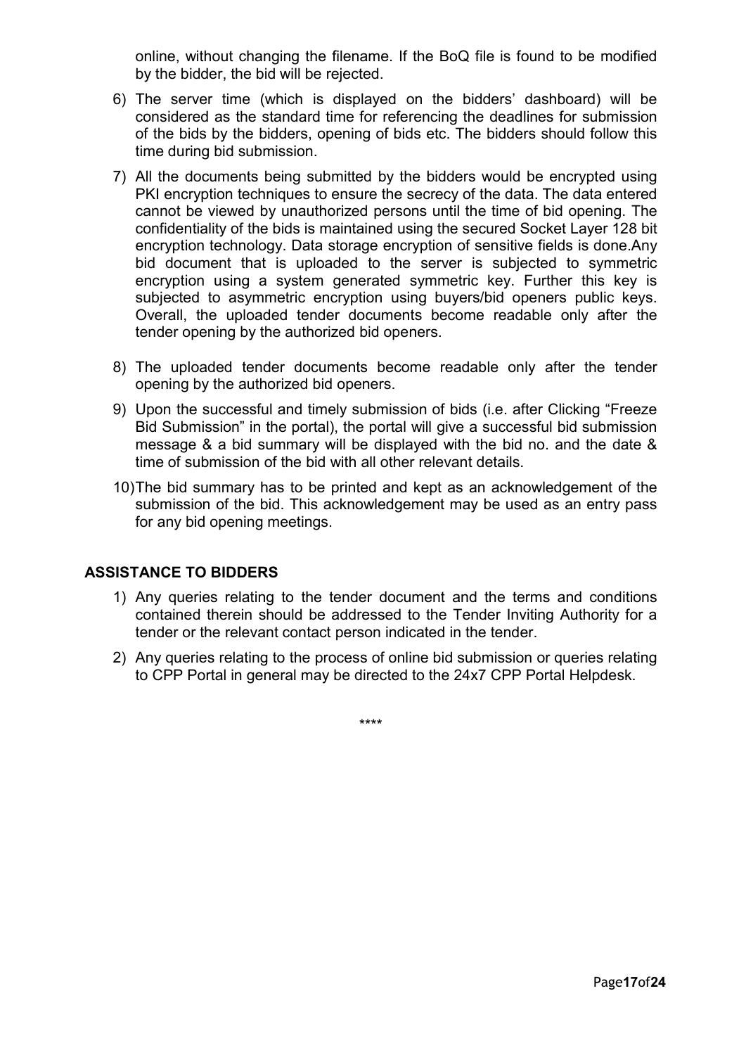online, without changing the filename. If the BoQ file is found to be modified by the bidder, the bid will be rejected.

6) The server time (which is displayed on the bidders' dashboard) will be considered as the standard time for referencing the deadlines for submission of the bids by the bidders, opening of bids etc. The bidders should follow this time during bid submission.

7) All the documents being submitted by the bidders would be encrypted using PKI encryption techniques to ensure the secrecy of the data. The data entered cannot be viewed by unauthorized persons until the time of bid opening. The confidentiality of the bids is maintained using the secured Socket Layer 128 bit encryption technology. Data storage encryption of sensitive fields is done.Any bid document that is uploaded to the server is subjected to symmetric encryption using a system generated symmetric key. Further this key is subjected to asymmetric encryption using buyers/bid openers public keys. Overall, the uploaded tender documents become readable only after the tender opening by the authorized bid openers.

8) The uploaded tender documents become readable only after the tender opening by the authorized bid openers.

9) Upon the successful and timely submission of bids (i.e. after Clicking "Freeze Bid Submission" in the portal), the portal will give a successful bid submission message & a bid summary will be displayed with the bid no. and the date & time of submission of the bid with all other relevant details.

10) The bid summary has to be printed and kept as an acknowledgement of the submission of the bid. This acknowledgement may be used as an entry pass for any bid opening meetings.

## ASSISTANCE TO BIDDERS

1) Any queries relating to the tender document and the terms and conditions contained therein should be addressed to the Tender Inviting Authority for a tender or the relevant contact person indicated in the tender.

2) Any queries relating to the process of online bid submission or queries relating to CPP Portal in general may be directed to the 24x7 CPP Portal Helpdesk.

****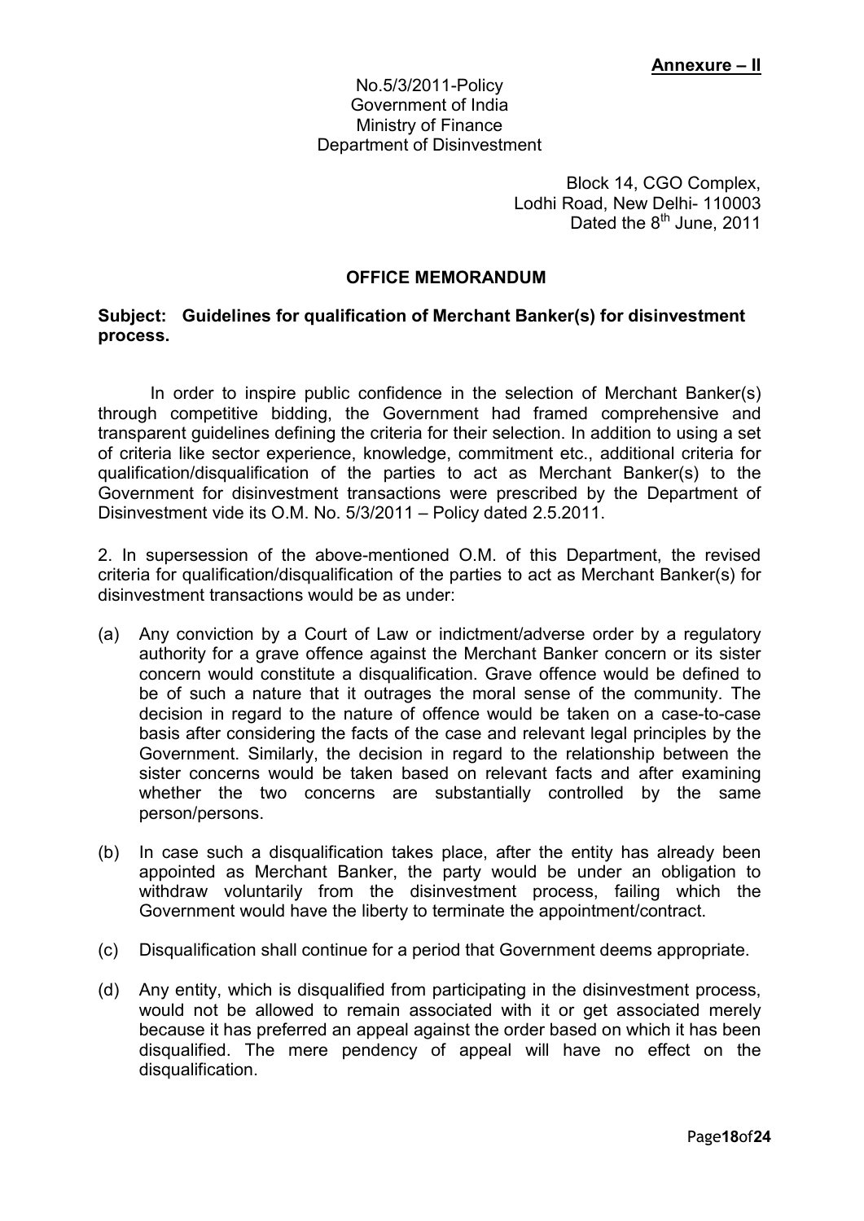**Annexure – II**

No.5/3/2011-Policy
Government of India
Ministry of Finance
Department of Disinvestment

Block 14, CGO Complex,
Lodhi Road, New Delhi- 110003
Dated the 8th June, 2011

## OFFICE MEMORANDUM

**Subject: Guidelines for qualification of Merchant Banker(s) for disinvestment process.**

In order to inspire public confidence in the selection of Merchant Banker(s) through competitive bidding, the Government had framed comprehensive and transparent guidelines defining the criteria for their selection. In addition to using a set of criteria like sector experience, knowledge, commitment etc., additional criteria for qualification/disqualification of the parties to act as Merchant Banker(s) to the Government for disinvestment transactions were prescribed by the Department of Disinvestment vide its O.M. No. 5/3/2011 – Policy dated 2.5.2011.

2. In supersession of the above-mentioned O.M. of this Department, the revised criteria for qualification/disqualification of the parties to act as Merchant Banker(s) for disinvestment transactions would be as under:

(a) Any conviction by a Court of Law or indictment/adverse order by a regulatory authority for a grave offence against the Merchant Banker concern or its sister concern would constitute a disqualification. Grave offence would be defined to be of such a nature that it outrages the moral sense of the community. The decision in regard to the nature of offence would be taken on a case-to-case basis after considering the facts of the case and relevant legal principles by the Government. Similarly, the decision in regard to the relationship between the sister concerns would be taken based on relevant facts and after examining whether the two concerns are substantially controlled by the same person/persons.

(b) In case such a disqualification takes place, after the entity has already been appointed as Merchant Banker, the party would be under an obligation to withdraw voluntarily from the disinvestment process, failing which the Government would have the liberty to terminate the appointment/contract.

(c) Disqualification shall continue for a period that Government deems appropriate.

(d) Any entity, which is disqualified from participating in the disinvestment process, would not be allowed to remain associated with it or get associated merely because it has preferred an appeal against the order based on which it has been disqualified. The mere pendency of appeal will have no effect on the disqualification.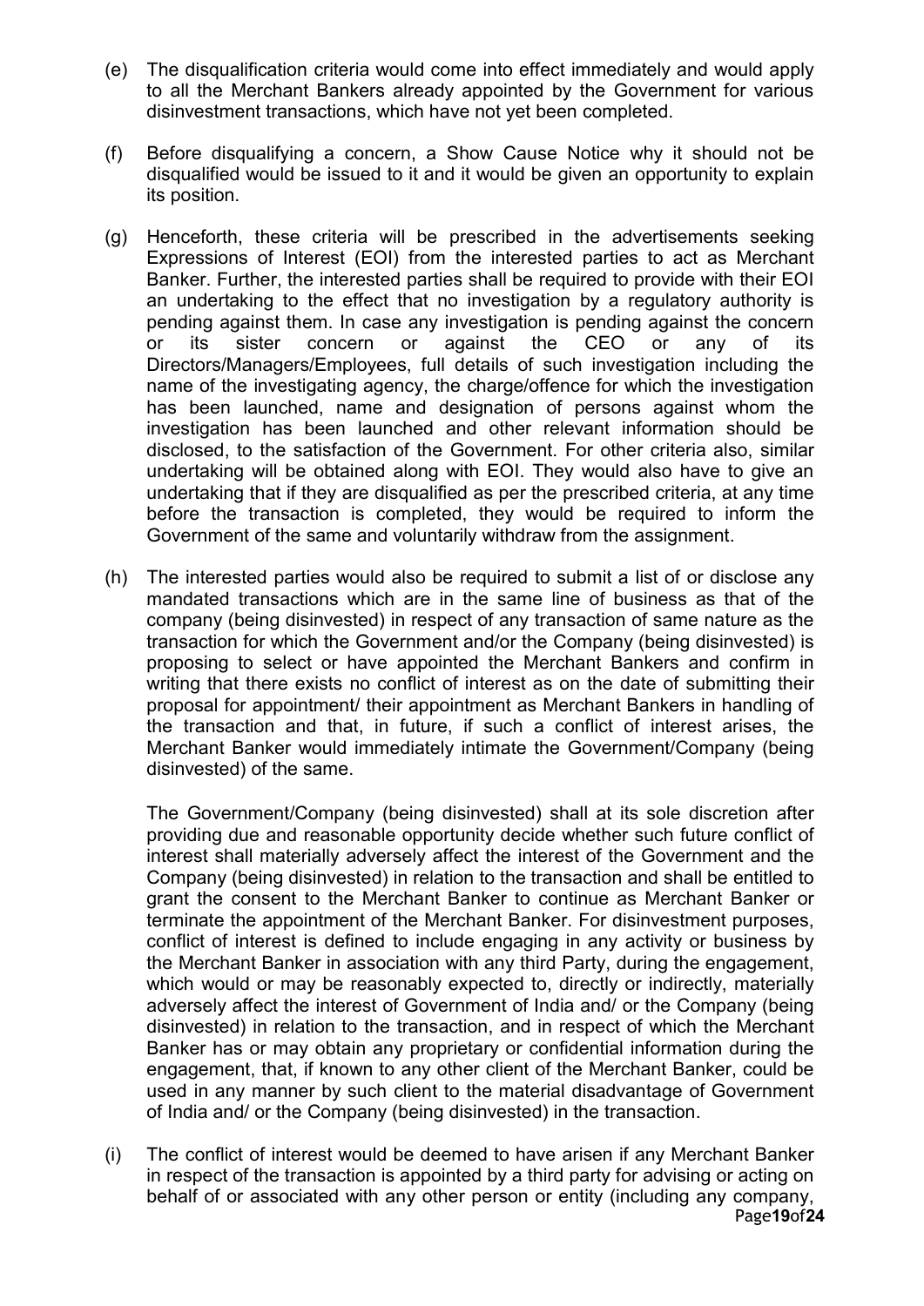(e) The disqualification criteria would come into effect immediately and would apply to all the Merchant Bankers already appointed by the Government for various disinvestment transactions, which have not yet been completed.

(f) Before disqualifying a concern, a Show Cause Notice why it should not be disqualified would be issued to it and it would be given an opportunity to explain its position.

(g) Henceforth, these criteria will be prescribed in the advertisements seeking Expressions of Interest (EOI) from the interested parties to act as Merchant Banker. Further, the interested parties shall be required to provide with their EOI an undertaking to the effect that no investigation by a regulatory authority is pending against them. In case any investigation is pending against the concern or its sister concern or against the CEO or any of its Directors/Managers/Employees, full details of such investigation including the name of the investigating agency, the charge/offence for which the investigation has been launched, name and designation of persons against whom the investigation has been launched and other relevant information should be disclosed, to the satisfaction of the Government. For other criteria also, similar undertaking will be obtained along with EOI. They would also have to give an undertaking that if they are disqualified as per the prescribed criteria, at any time before the transaction is completed, they would be required to inform the Government of the same and voluntarily withdraw from the assignment.

(h) The interested parties would also be required to submit a list of or disclose any mandated transactions which are in the same line of business as that of the company (being disinvested) in respect of any transaction of same nature as the transaction for which the Government and/or the Company (being disinvested) is proposing to select or have appointed the Merchant Bankers and confirm in writing that there exists no conflict of interest as on the date of submitting their proposal for appointment/ their appointment as Merchant Bankers in handling of the transaction and that, in future, if such a conflict of interest arises, the Merchant Banker would immediately intimate the Government/Company (being disinvested) of the same.

    The Government/Company (being disinvested) shall at its sole discretion after providing due and reasonable opportunity decide whether such future conflict of interest shall materially adversely affect the interest of the Government and the Company (being disinvested) in relation to the transaction and shall be entitled to grant the consent to the Merchant Banker to continue as Merchant Banker or terminate the appointment of the Merchant Banker. For disinvestment purposes, conflict of interest is defined to include engaging in any activity or business by the Merchant Banker in association with any third Party, during the engagement, which would or may be reasonably expected to, directly or indirectly, materially adversely affect the interest of Government of India and/ or the Company (being disinvested) in relation to the transaction, and in respect of which the Merchant Banker has or may obtain any proprietary or confidential information during the engagement, that, if known to any other client of the Merchant Banker, could be used in any manner by such client to the material disadvantage of Government of India and/ or the Company (being disinvested) in the transaction.

(i) The conflict of interest would be deemed to have arisen if any Merchant Banker in respect of the transaction is appointed by a third party for advising or acting on behalf of or associated with any other person or entity (including any company,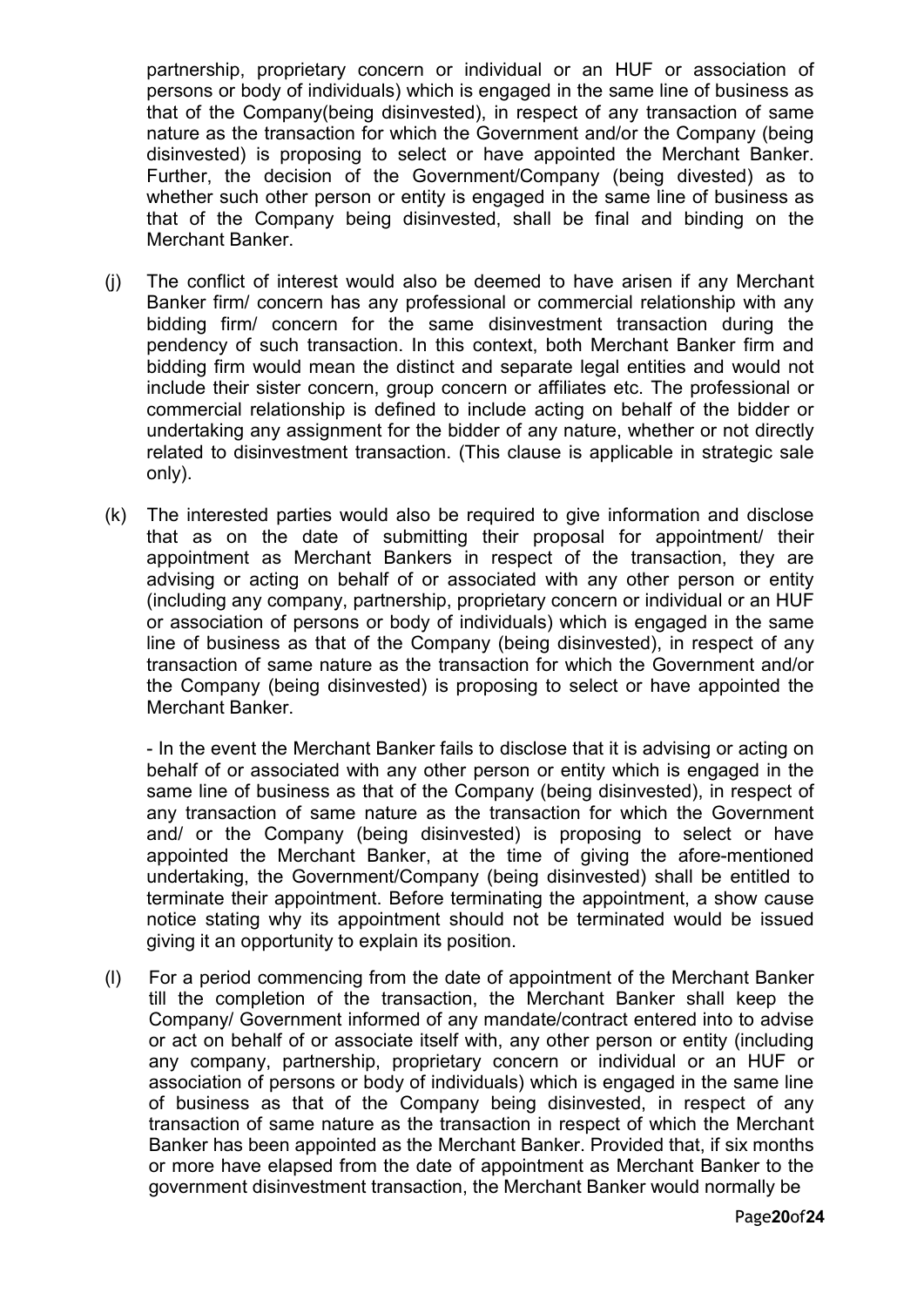partnership, proprietary concern or individual or an HUF or association of persons or body of individuals) which is engaged in the same line of business as that of the Company(being disinvested), in respect of any transaction of same nature as the transaction for which the Government and/or the Company (being disinvested) is proposing to select or have appointed the Merchant Banker. Further, the decision of the Government/Company (being divested) as to whether such other person or entity is engaged in the same line of business as that of the Company being disinvested, shall be final and binding on the Merchant Banker.

(j) The conflict of interest would also be deemed to have arisen if any Merchant Banker firm/ concern has any professional or commercial relationship with any bidding firm/ concern for the same disinvestment transaction during the pendency of such transaction. In this context, both Merchant Banker firm and bidding firm would mean the distinct and separate legal entities and would not include their sister concern, group concern or affiliates etc. The professional or commercial relationship is defined to include acting on behalf of the bidder or undertaking any assignment for the bidder of any nature, whether or not directly related to disinvestment transaction. (This clause is applicable in strategic sale only).

(k) The interested parties would also be required to give information and disclose that as on the date of submitting their proposal for appointment/ their appointment as Merchant Bankers in respect of the transaction, they are advising or acting on behalf of or associated with any other person or entity (including any company, partnership, proprietary concern or individual or an HUF or association of persons or body of individuals) which is engaged in the same line of business as that of the Company (being disinvested), in respect of any transaction of same nature as the transaction for which the Government and/or the Company (being disinvested) is proposing to select or have appointed the Merchant Banker.

   - In the event the Merchant Banker fails to disclose that it is advising or acting on behalf of or associated with any other person or entity which is engaged in the same line of business as that of the Company (being disinvested), in respect of any transaction of same nature as the transaction for which the Government and/ or the Company (being disinvested) is proposing to select or have appointed the Merchant Banker, at the time of giving the afore-mentioned undertaking, the Government/Company (being disinvested) shall be entitled to terminate their appointment. Before terminating the appointment, a show cause notice stating why its appointment should not be terminated would be issued giving it an opportunity to explain its position.

(l) For a period commencing from the date of appointment of the Merchant Banker till the completion of the transaction, the Merchant Banker shall keep the Company/ Government informed of any mandate/contract entered into to advise or act on behalf of or associate itself with, any other person or entity (including any company, partnership, proprietary concern or individual or an HUF or association of persons or body of individuals) which is engaged in the same line of business as that of the Company being disinvested, in respect of any transaction of same nature as the transaction in respect of which the Merchant Banker has been appointed as the Merchant Banker. Provided that, if six months or more have elapsed from the date of appointment as Merchant Banker to the government disinvestment transaction, the Merchant Banker would normally be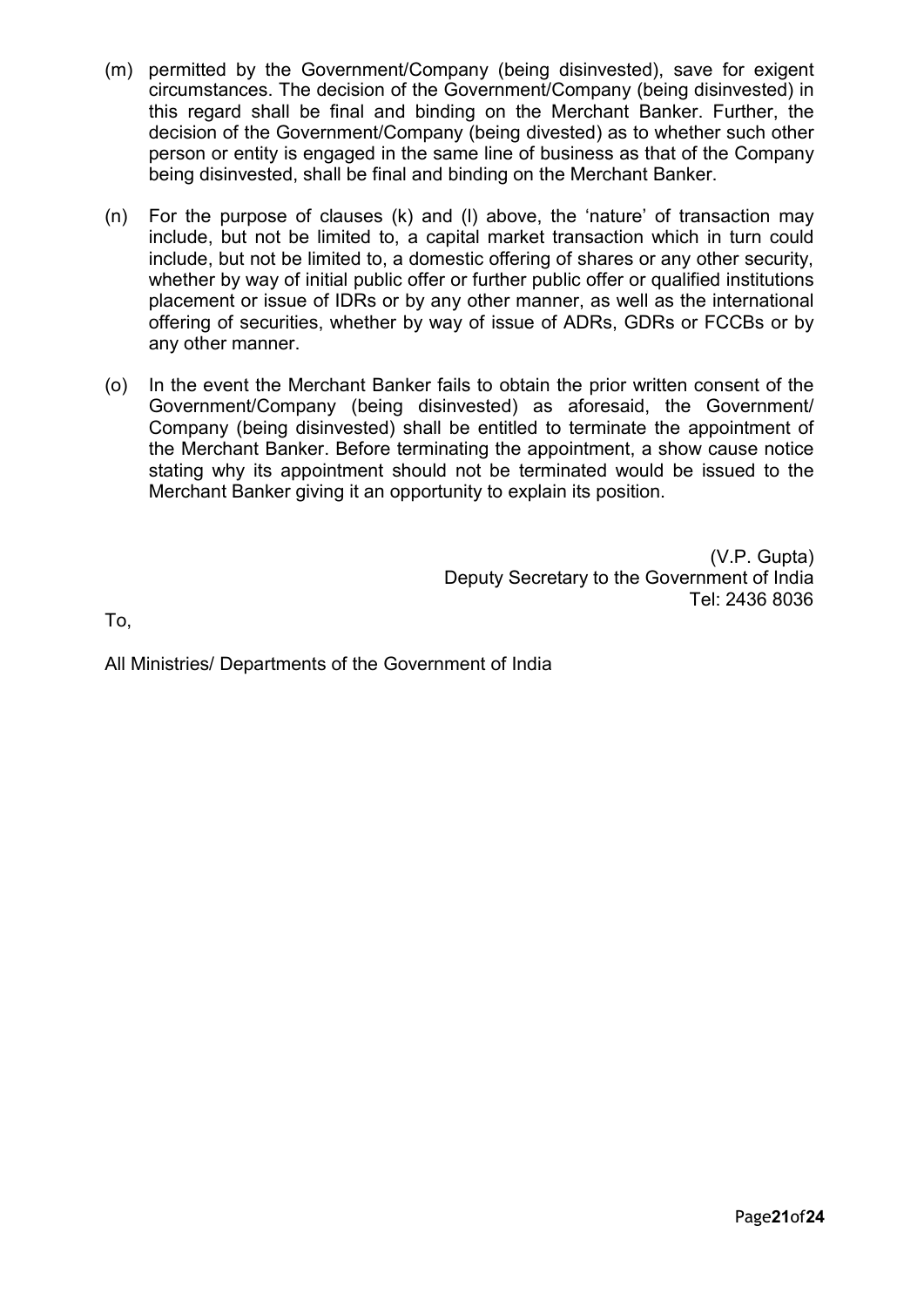(m) permitted by the Government/Company (being disinvested), save for exigent circumstances. The decision of the Government/Company (being disinvested) in this regard shall be final and binding on the Merchant Banker. Further, the decision of the Government/Company (being divested) as to whether such other person or entity is engaged in the same line of business as that of the Company being disinvested, shall be final and binding on the Merchant Banker.

(n) For the purpose of clauses (k) and (l) above, the 'nature' of transaction may include, but not be limited to, a capital market transaction which in turn could include, but not be limited to, a domestic offering of shares or any other security, whether by way of initial public offer or further public offer or qualified institutions placement or issue of IDRs or by any other manner, as well as the international offering of securities, whether by way of issue of ADRs, GDRs or FCCBs or by any other manner.

(o) In the event the Merchant Banker fails to obtain the prior written consent of the Government/Company (being disinvested) as aforesaid, the Government/ Company (being disinvested) shall be entitled to terminate the appointment of the Merchant Banker. Before terminating the appointment, a show cause notice stating why its appointment should not be terminated would be issued to the Merchant Banker giving it an opportunity to explain its position.

(V.P. Gupta)
Deputy Secretary to the Government of India
Tel: 2436 8036

To,

All Ministries/ Departments of the Government of India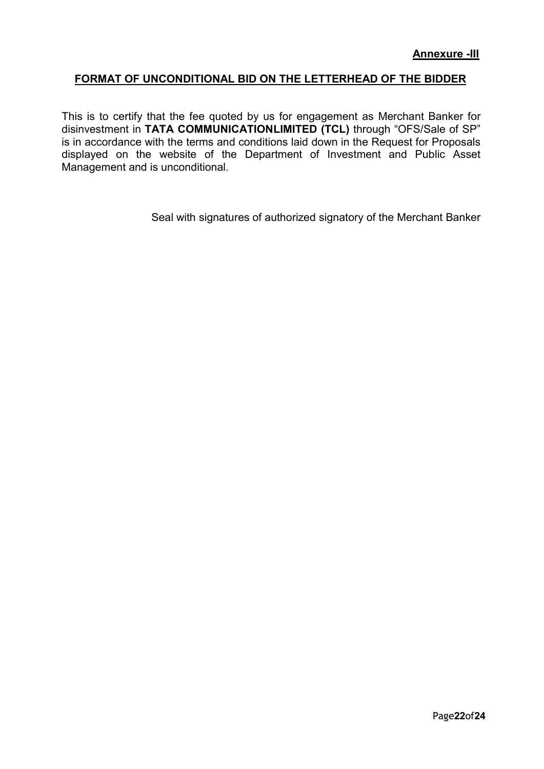**Annexure -III**

## FORMAT OF UNCONDITIONAL BID ON THE LETTERHEAD OF THE BIDDER

This is to certify that the fee quoted by us for engagement as Merchant Banker for disinvestment in **TATA COMMUNICATIONLIMITED (TCL)** through "OFS/Sale of SP" is in accordance with the terms and conditions laid down in the Request for Proposals displayed on the website of the Department of Investment and Public Asset Management and is unconditional.

Seal with signatures of authorized signatory of the Merchant Banker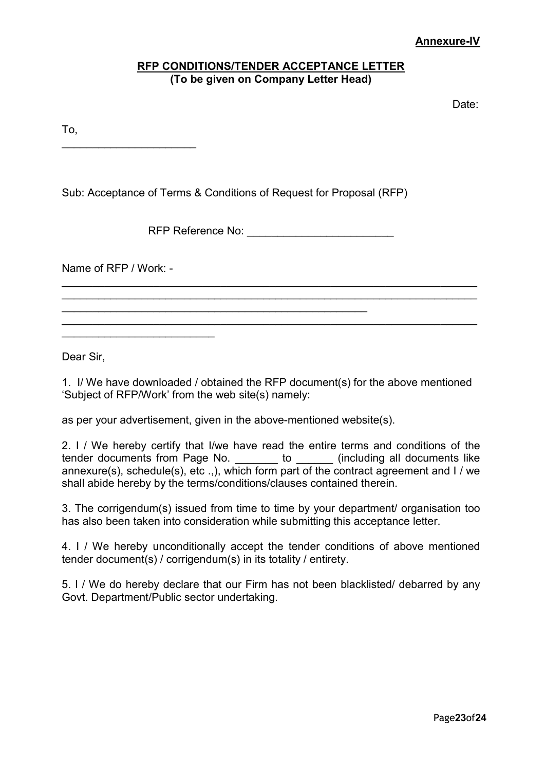**Annexure-IV**

**RFP CONDITIONS/TENDER ACCEPTANCE LETTER**
**(To be given on Company Letter Head)**

Date:

To,
______________________

Sub: Acceptance of Terms & Conditions of Request for Proposal (RFP)

RFP Reference No: ________________________

Name of RFP / Work: -
____________________________________________________________________
____________________________________________________________________
__________________________________________________
____________________________________________________________________
_________________________

Dear Sir,

1. I/ We have downloaded / obtained the RFP document(s) for the above mentioned 'Subject of RFP/Work' from the web site(s) namely:

as per your advertisement, given in the above-mentioned website(s).

2. I / We hereby certify that I/we have read the entire terms and conditions of the tender documents from Page No. _______ to ______ (including all documents like annexure(s), schedule(s), etc .,), which form part of the contract agreement and I / we shall abide hereby by the terms/conditions/clauses contained therein.

3. The corrigendum(s) issued from time to time by your department/ organisation too has also been taken into consideration while submitting this acceptance letter.

4. I / We hereby unconditionally accept the tender conditions of above mentioned tender document(s) / corrigendum(s) in its totality / entirety.

5. I / We do hereby declare that our Firm has not been blacklisted/ debarred by any Govt. Department/Public sector undertaking.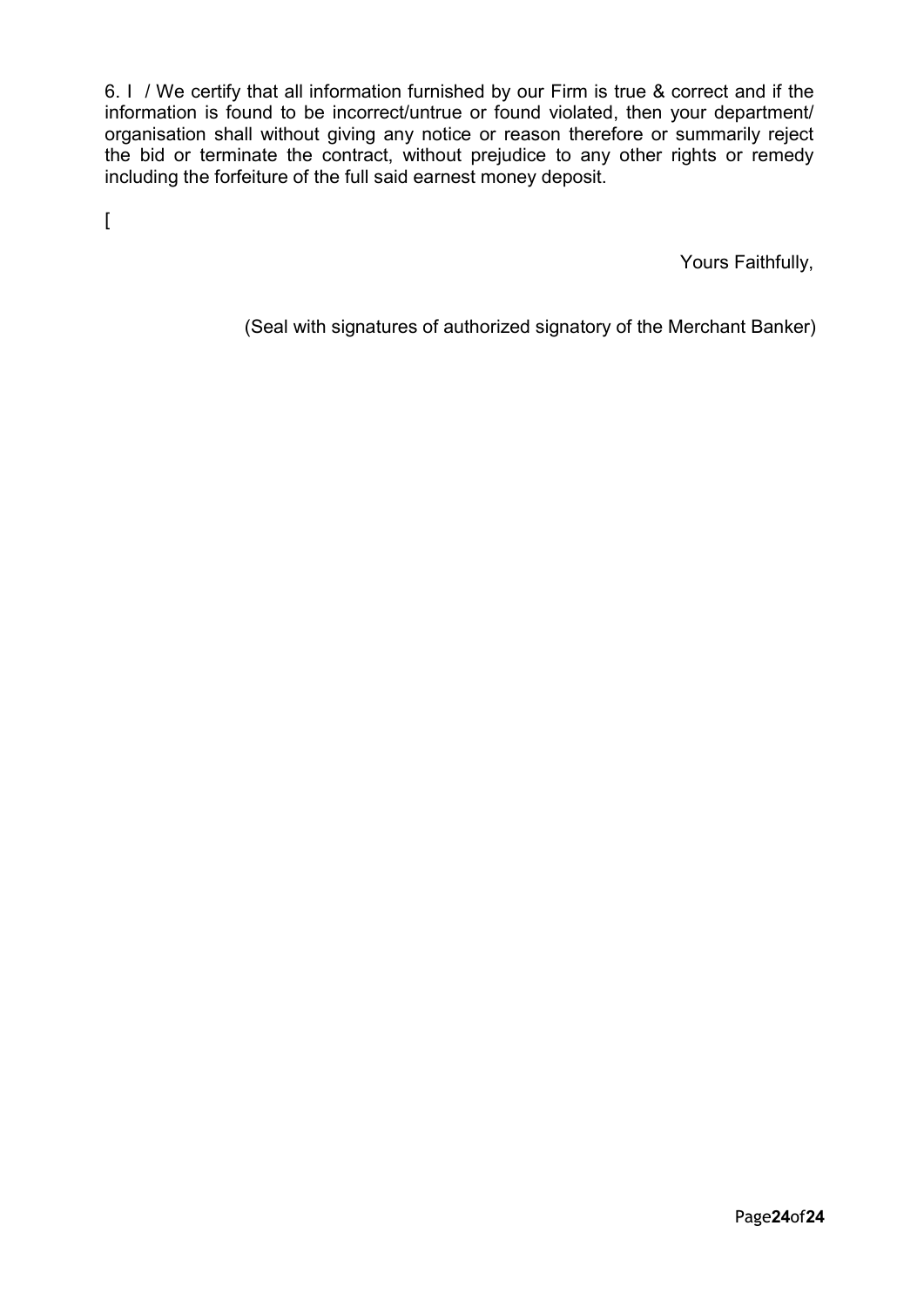6. I / We certify that all information furnished by our Firm is true & correct and if the information is found to be incorrect/untrue or found violated, then your department/ organisation shall without giving any notice or reason therefore or summarily reject the bid or terminate the contract, without prejudice to any other rights or remedy including the forfeiture of the full said earnest money deposit.

[

Yours Faithfully,

(Seal with signatures of authorized signatory of the Merchant Banker)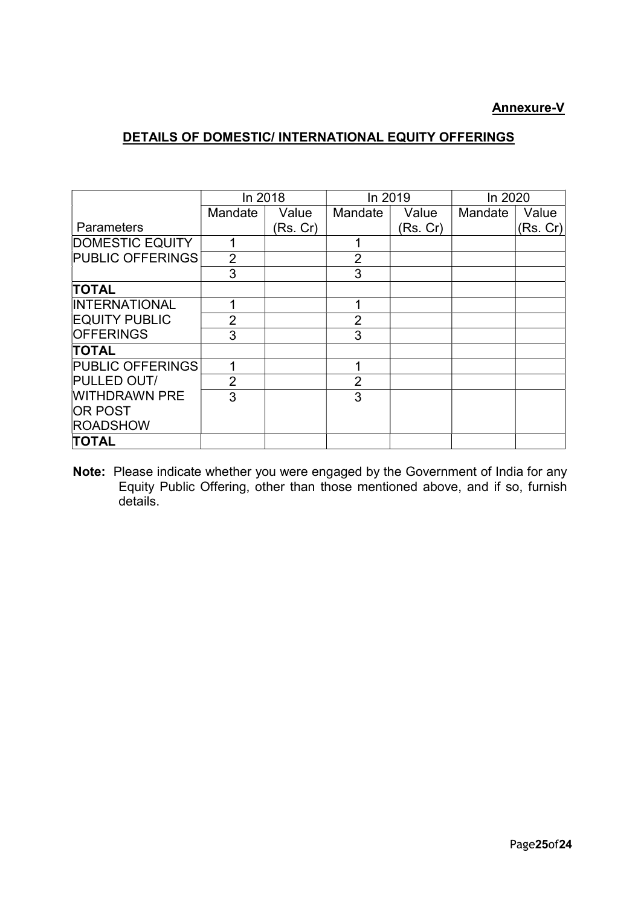**Annexure-V**

## DETAILS OF DOMESTIC/ INTERNATIONAL EQUITY OFFERINGS

| | In 2018 | | In 2019 | | In 2020 | |
|---|---|---|---|---|---|---|
| Parameters | Mandate | Value (Rs. Cr) | Mandate | Value (Rs. Cr) | Mandate | Value (Rs. Cr) |
| DOMESTIC EQUITY PUBLIC OFFERINGS | 1 | | 1 | | | |
| | 2 | | 2 | | | |
| | 3 | | 3 | | | |
| **TOTAL** | | | | | | |
| INTERNATIONAL EQUITY PUBLIC OFFERINGS | 1 | | 1 | | | |
| | 2 | | 2 | | | |
| | 3 | | 3 | | | |
| **TOTAL** | | | | | | |
| PUBLIC OFFERINGS PULLED OUT/ WITHDRAWN PRE OR POST ROADSHOW | 1 | | 1 | | | |
| | 2 | | 2 | | | |
| | 3 | | 3 | | | |
| **TOTAL** | | | | | | |

**Note:** Please indicate whether you were engaged by the Government of India for any Equity Public Offering, other than those mentioned above, and if so, furnish details.